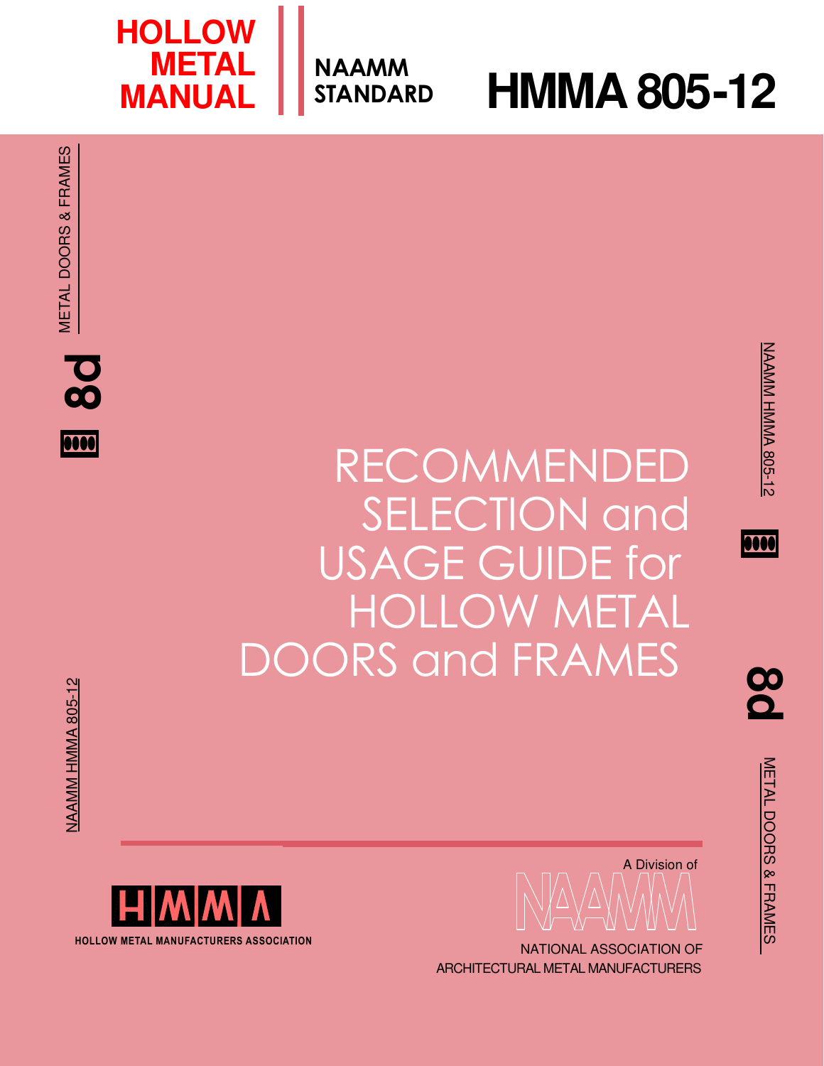**HOLLOW METAL MANUAL**

**NAAMM STANDARD**

# HMMA 805-12

METAL DOORS & FRAMES

8d

# RECOMMENDED SELECTION and USAGE GUIDE for HOLLOW METAL DOORS and FRAMES

NAAMM HMMA 805-12

HMMA

HOLLOW METAL MANUFACTURERS ASSOCIATION

A Division of

NAAMM

NATIONAL ASSOCIATION OF ARCHITECTURAL METAL MANUFACTURERS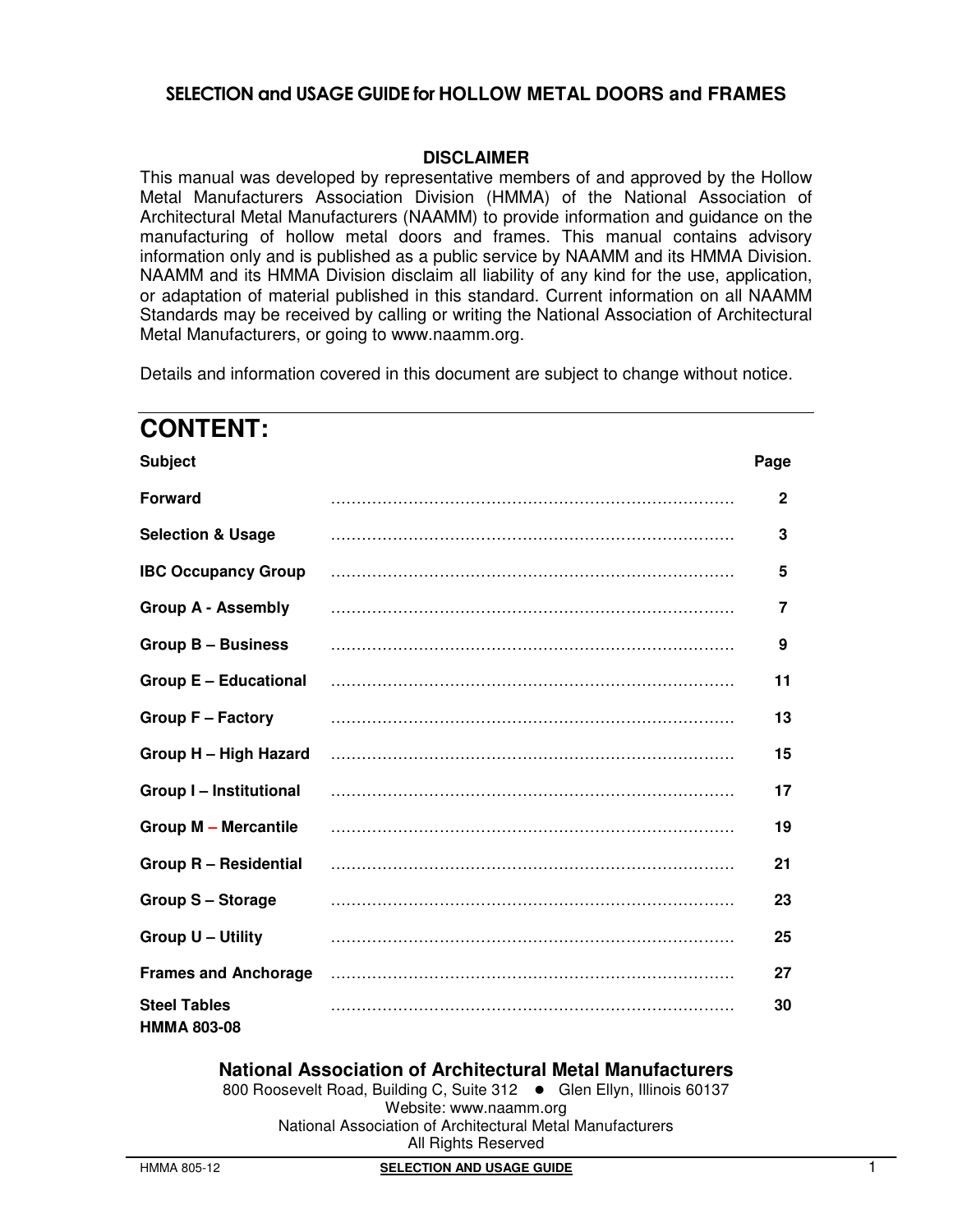# SELECTION and USAGE GUIDE for HOLLOW METAL DOORS and FRAMES

**DISCLAIMER**

This manual was developed by representative members of and approved by the Hollow Metal Manufacturers Association Division (HMMA) of the National Association of Architectural Metal Manufacturers (NAAMM) to provide information and guidance on the manufacturing of hollow metal doors and frames. This manual contains advisory information only and is published as a public service by NAAMM and its HMMA Division. NAAMM and its HMMA Division disclaim all liability of any kind for the use, application, or adaptation of material published in this standard. Current information on all NAAMM Standards may be received by calling or writing the National Association of Architectural Metal Manufacturers, or going to www.naamm.org.

Details and information covered in this document are subject to change without notice.

## CONTENT:

| Subject | Page |
|---|---|
| **Forward** | **2** |
| **Selection & Usage** | **3** |
| **IBC Occupancy Group** | **5** |
| **Group A - Assembly** | **7** |
| **Group B – Business** | **9** |
| **Group E – Educational** | **11** |
| **Group F – Factory** | **13** |
| **Group H – High Hazard** | **15** |
| **Group I – Institutional** | **17** |
| **Group M – Mercantile** | **19** |
| **Group R – Residential** | **21** |
| **Group S – Storage** | **23** |
| **Group U – Utility** | **25** |
| **Frames and Anchorage** | **27** |
| **Steel Tables** | **30** |

**HMMA 803-08**

**National Association of Architectural Metal Manufacturers**

800 Roosevelt Road, Building C, Suite 312 ● Glen Ellyn, Illinois 60137

Website: www.naamm.org

National Association of Architectural Metal Manufacturers

All Rights Reserved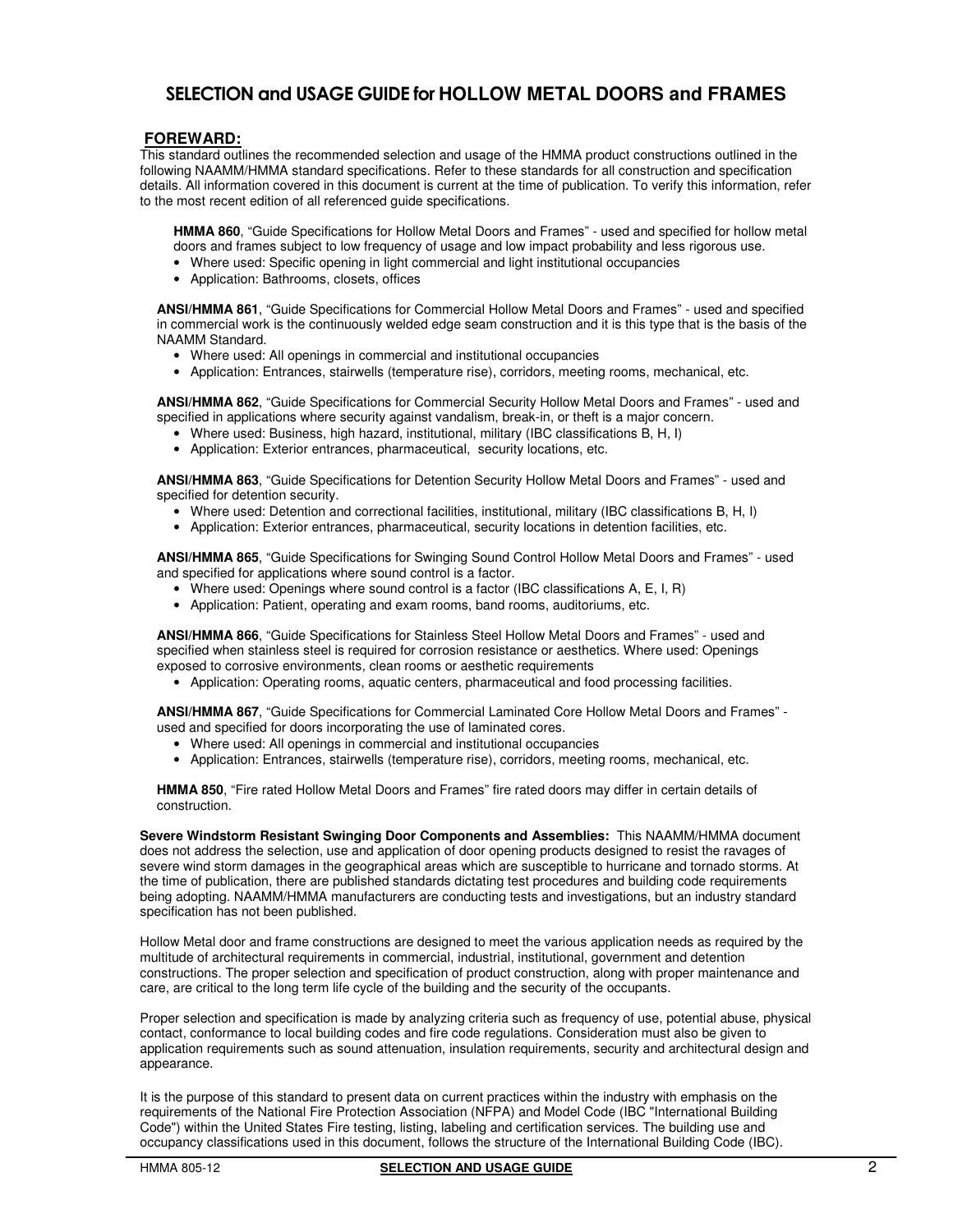# SELECTION and USAGE GUIDE for HOLLOW METAL DOORS and FRAMES

## FOREWARD:

This standard outlines the recommended selection and usage of the HMMA product constructions outlined in the following NAAMM/HMMA standard specifications. Refer to these standards for all construction and specification details. All information covered in this document is current at the time of publication. To verify this information, refer to the most recent edition of all referenced guide specifications.

**HMMA 860**, "Guide Specifications for Hollow Metal Doors and Frames" - used and specified for hollow metal doors and frames subject to low frequency of usage and low impact probability and less rigorous use.

- Where used: Specific opening in light commercial and light institutional occupancies
- Application: Bathrooms, closets, offices

**ANSI/HMMA 861**, "Guide Specifications for Commercial Hollow Metal Doors and Frames" - used and specified in commercial work is the continuously welded edge seam construction and it is this type that is the basis of the NAAMM Standard.

- Where used: All openings in commercial and institutional occupancies
- Application: Entrances, stairwells (temperature rise), corridors, meeting rooms, mechanical, etc.

**ANSI/HMMA 862**, "Guide Specifications for Commercial Security Hollow Metal Doors and Frames" - used and specified in applications where security against vandalism, break-in, or theft is a major concern.

- Where used: Business, high hazard, institutional, military (IBC classifications B, H, I)
- Application: Exterior entrances, pharmaceutical, security locations, etc.

**ANSI/HMMA 863**, "Guide Specifications for Detention Security Hollow Metal Doors and Frames" - used and specified for detention security.

- Where used: Detention and correctional facilities, institutional, military (IBC classifications B, H, I)
- Application: Exterior entrances, pharmaceutical, security locations in detention facilities, etc.

**ANSI/HMMA 865**, "Guide Specifications for Swinging Sound Control Hollow Metal Doors and Frames" - used and specified for applications where sound control is a factor.

- Where used: Openings where sound control is a factor (IBC classifications A, E, I, R)
- Application: Patient, operating and exam rooms, band rooms, auditoriums, etc.

**ANSI/HMMA 866**, "Guide Specifications for Stainless Steel Hollow Metal Doors and Frames" - used and specified when stainless steel is required for corrosion resistance or aesthetics. Where used: Openings exposed to corrosive environments, clean rooms or aesthetic requirements

- Application: Operating rooms, aquatic centers, pharmaceutical and food processing facilities.

**ANSI/HMMA 867**, "Guide Specifications for Commercial Laminated Core Hollow Metal Doors and Frames" - used and specified for doors incorporating the use of laminated cores.

- Where used: All openings in commercial and institutional occupancies
- Application: Entrances, stairwells (temperature rise), corridors, meeting rooms, mechanical, etc.

**HMMA 850**, "Fire rated Hollow Metal Doors and Frames" fire rated doors may differ in certain details of construction.

**Severe Windstorm Resistant Swinging Door Components and Assemblies:** This NAAMM/HMMA document does not address the selection, use and application of door opening products designed to resist the ravages of severe wind storm damages in the geographical areas which are susceptible to hurricane and tornado storms. At the time of publication, there are published standards dictating test procedures and building code requirements being adopting. NAAMM/HMMA manufacturers are conducting tests and investigations, but an industry standard specification has not been published.

Hollow Metal door and frame constructions are designed to meet the various application needs as required by the multitude of architectural requirements in commercial, industrial, institutional, government and detention constructions. The proper selection and specification of product construction, along with proper maintenance and care, are critical to the long term life cycle of the building and the security of the occupants.

Proper selection and specification is made by analyzing criteria such as frequency of use, potential abuse, physical contact, conformance to local building codes and fire code regulations. Consideration must also be given to application requirements such as sound attenuation, insulation requirements, security and architectural design and appearance.

It is the purpose of this standard to present data on current practices within the industry with emphasis on the requirements of the National Fire Protection Association (NFPA) and Model Code (IBC "International Building Code") within the United States Fire testing, listing, labeling and certification services. The building use and occupancy classifications used in this document, follows the structure of the International Building Code (IBC).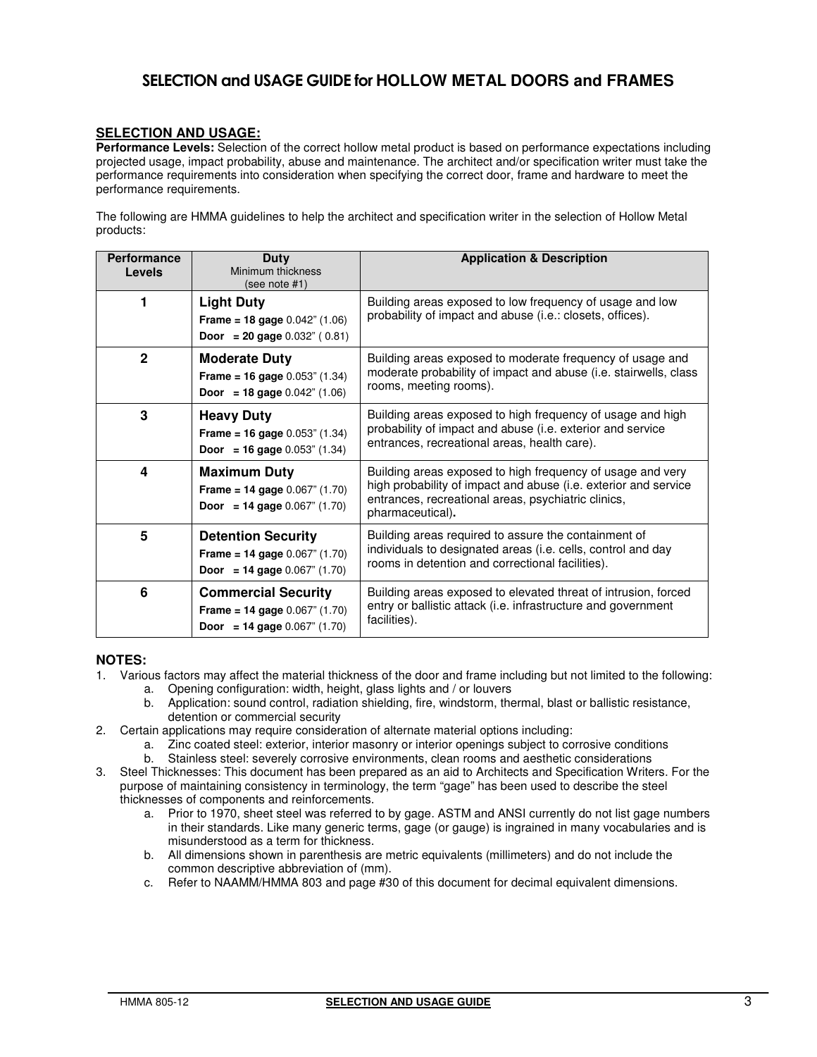# SELECTION and USAGE GUIDE for HOLLOW METAL DOORS and FRAMES

## SELECTION AND USAGE:

**Performance Levels:** Selection of the correct hollow metal product is based on performance expectations including projected usage, impact probability, abuse and maintenance. The architect and/or specification writer must take the performance requirements into consideration when specifying the correct door, frame and hardware to meet the performance requirements.

The following are HMMA guidelines to help the architect and specification writer in the selection of Hollow Metal products:

| Performance Levels | Duty<br>Minimum thickness<br>(see note #1) | Application & Description |
|---|---|---|
| **1** | **Light Duty**<br>**Frame = 18 gage** 0.042" (1.06)<br>**Door = 20 gage** 0.032" ( 0.81) | Building areas exposed to low frequency of usage and low probability of impact and abuse (i.e.: closets, offices). |
| **2** | **Moderate Duty**<br>**Frame = 16 gage** 0.053" (1.34)<br>**Door = 18 gage** 0.042" (1.06) | Building areas exposed to moderate frequency of usage and moderate probability of impact and abuse (i.e. stairwells, class rooms, meeting rooms). |
| **3** | **Heavy Duty**<br>**Frame = 16 gage** 0.053" (1.34)<br>**Door = 16 gage** 0.053" (1.34) | Building areas exposed to high frequency of usage and high probability of impact and abuse (i.e. exterior and service entrances, recreational areas, health care). |
| **4** | **Maximum Duty**<br>**Frame = 14 gage** 0.067" (1.70)<br>**Door = 14 gage** 0.067" (1.70) | Building areas exposed to high frequency of usage and very high probability of impact and abuse (i.e. exterior and service entrances, recreational areas, psychiatric clinics, pharmaceutical)**.** |
| **5** | **Detention Security**<br>**Frame = 14 gage** 0.067" (1.70)<br>**Door = 14 gage** 0.067" (1.70) | Building areas required to assure the containment of individuals to designated areas (i.e. cells, control and day rooms in detention and correctional facilities). |
| **6** | **Commercial Security**<br>**Frame = 14 gage** 0.067" (1.70)<br>**Door = 14 gage** 0.067" (1.70) | Building areas exposed to elevated threat of intrusion, forced entry or ballistic attack (i.e. infrastructure and government facilities). |

### NOTES:

1. Various factors may affect the material thickness of the door and frame including but not limited to the following:
   a. Opening configuration: width, height, glass lights and / or louvers
   b. Application: sound control, radiation shielding, fire, windstorm, thermal, blast or ballistic resistance, detention or commercial security
2. Certain applications may require consideration of alternate material options including:
   a. Zinc coated steel: exterior, interior masonry or interior openings subject to corrosive conditions
   b. Stainless steel: severely corrosive environments, clean rooms and aesthetic considerations
3. Steel Thicknesses: This document has been prepared as an aid to Architects and Specification Writers. For the purpose of maintaining consistency in terminology, the term "gage" has been used to describe the steel thicknesses of components and reinforcements.
   a. Prior to 1970, sheet steel was referred to by gage. ASTM and ANSI currently do not list gage numbers in their standards. Like many generic terms, gage (or gauge) is ingrained in many vocabularies and is misunderstood as a term for thickness.
   b. All dimensions shown in parenthesis are metric equivalents (millimeters) and do not include the common descriptive abbreviation of (mm).
   c. Refer to NAAMM/HMMA 803 and page #30 of this document for decimal equivalent dimensions.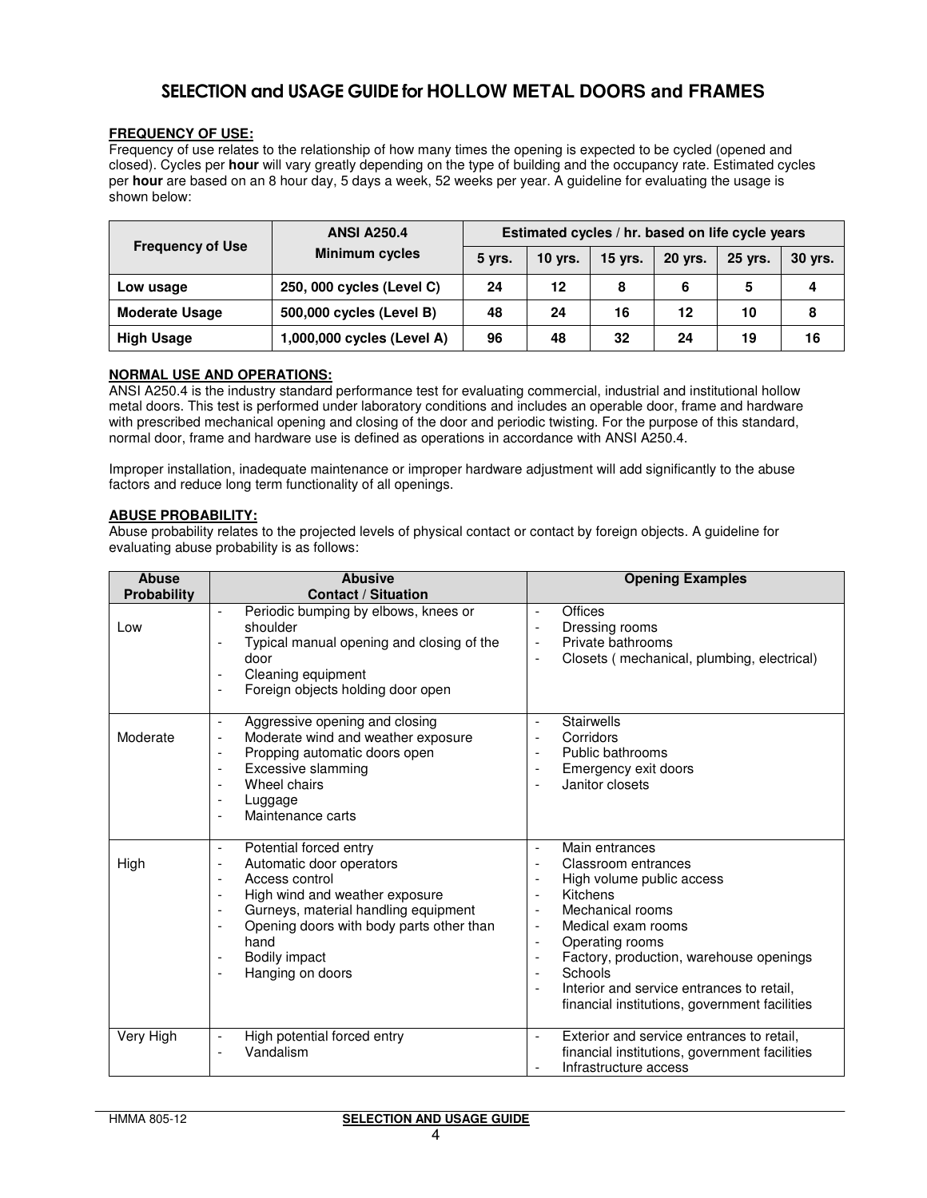# SELECTION and USAGE GUIDE for HOLLOW METAL DOORS and FRAMES

**FREQUENCY OF USE:**
Frequency of use relates to the relationship of how many times the opening is expected to be cycled (opened and closed). Cycles per **hour** will vary greatly depending on the type of building and the occupancy rate. Estimated cycles per **hour** are based on an 8 hour day, 5 days a week, 52 weeks per year. A guideline for evaluating the usage is shown below:

| Frequency of Use | ANSI A250.4 Minimum cycles | Estimated cycles / hr. based on life cycle years | | | | | |
|---|---|---|---|---|---|---|---|
| | | 5 yrs. | 10 yrs. | 15 yrs. | 20 yrs. | 25 yrs. | 30 yrs. |
| **Low usage** | **250, 000 cycles (Level C)** | **24** | **12** | **8** | **6** | **5** | **4** |
| **Moderate Usage** | **500,000 cycles (Level B)** | **48** | **24** | **16** | **12** | **10** | **8** |
| **High Usage** | **1,000,000 cycles (Level A)** | **96** | **48** | **32** | **24** | **19** | **16** |

**NORMAL USE AND OPERATIONS:**
ANSI A250.4 is the industry standard performance test for evaluating commercial, industrial and institutional hollow metal doors. This test is performed under laboratory conditions and includes an operable door, frame and hardware with prescribed mechanical opening and closing of the door and periodic twisting. For the purpose of this standard, normal door, frame and hardware use is defined as operations in accordance with ANSI A250.4.

Improper installation, inadequate maintenance or improper hardware adjustment will add significantly to the abuse factors and reduce long term functionality of all openings.

**ABUSE PROBABILITY:**
Abuse probability relates to the projected levels of physical contact or contact by foreign objects. A guideline for evaluating abuse probability is as follows:

| Abuse Probability | Abusive Contact / Situation | Opening Examples |
|---|---|---|
| Low | - Periodic bumping by elbows, knees or shoulder<br>- Typical manual opening and closing of the door<br>- Cleaning equipment<br>- Foreign objects holding door open | - Offices<br>- Dressing rooms<br>- Private bathrooms<br>- Closets ( mechanical, plumbing, electrical) |
| Moderate | - Aggressive opening and closing<br>- Moderate wind and weather exposure<br>- Propping automatic doors open<br>- Excessive slamming<br>- Wheel chairs<br>- Luggage<br>- Maintenance carts | - Stairwells<br>- Corridors<br>- Public bathrooms<br>- Emergency exit doors<br>- Janitor closets |
| High | - Potential forced entry<br>- Automatic door operators<br>- Access control<br>- High wind and weather exposure<br>- Gurneys, material handling equipment<br>- Opening doors with body parts other than hand<br>- Bodily impact<br>- Hanging on doors | - Main entrances<br>- Classroom entrances<br>- High volume public access<br>- Kitchens<br>- Mechanical rooms<br>- Medical exam rooms<br>- Operating rooms<br>- Factory, production, warehouse openings<br>- Schools<br>- Interior and service entrances to retail, financial institutions, government facilities |
| Very High | - High potential forced entry<br>- Vandalism | - Exterior and service entrances to retail, financial institutions, government facilities<br>- Infrastructure access |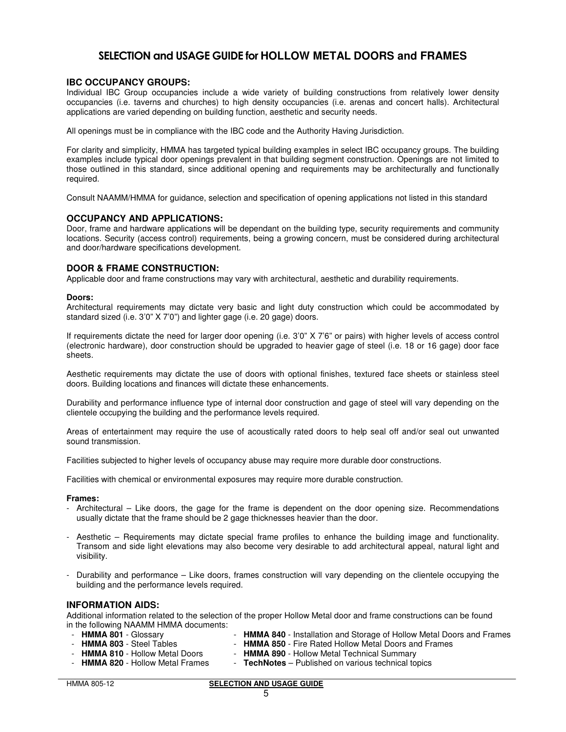# SELECTION and USAGE GUIDE for HOLLOW METAL DOORS and FRAMES

## IBC OCCUPANCY GROUPS:

Individual IBC Group occupancies include a wide variety of building constructions from relatively lower density occupancies (i.e. taverns and churches) to high density occupancies (i.e. arenas and concert halls). Architectural applications are varied depending on building function, aesthetic and security needs.

All openings must be in compliance with the IBC code and the Authority Having Jurisdiction.

For clarity and simplicity, HMMA has targeted typical building examples in select IBC occupancy groups. The building examples include typical door openings prevalent in that building segment construction. Openings are not limited to those outlined in this standard, since additional opening and requirements may be architecturally and functionally required.

Consult NAAMM/HMMA for guidance, selection and specification of opening applications not listed in this standard

## OCCUPANCY AND APPLICATIONS:

Door, frame and hardware applications will be dependant on the building type, security requirements and community locations. Security (access control) requirements, being a growing concern, must be considered during architectural and door/hardware specifications development.

## DOOR & FRAME CONSTRUCTION:

Applicable door and frame constructions may vary with architectural, aesthetic and durability requirements.

**Doors:**

Architectural requirements may dictate very basic and light duty construction which could be accommodated by standard sized (i.e. 3'0" X 7'0") and lighter gage (i.e. 20 gage) doors.

If requirements dictate the need for larger door opening (i.e. 3'0" X 7'6" or pairs) with higher levels of access control (electronic hardware), door construction should be upgraded to heavier gage of steel (i.e. 18 or 16 gage) door face sheets.

Aesthetic requirements may dictate the use of doors with optional finishes, textured face sheets or stainless steel doors. Building locations and finances will dictate these enhancements.

Durability and performance influence type of internal door construction and gage of steel will vary depending on the clientele occupying the building and the performance levels required.

Areas of entertainment may require the use of acoustically rated doors to help seal off and/or seal out unwanted sound transmission.

Facilities subjected to higher levels of occupancy abuse may require more durable door constructions.

Facilities with chemical or environmental exposures may require more durable construction.

**Frames:**

- Architectural – Like doors, the gage for the frame is dependent on the door opening size. Recommendations usually dictate that the frame should be 2 gage thicknesses heavier than the door.
- Aesthetic – Requirements may dictate special frame profiles to enhance the building image and functionality. Transom and side light elevations may also become very desirable to add architectural appeal, natural light and visibility.
- Durability and performance – Like doors, frames construction will vary depending on the clientele occupying the building and the performance levels required.

## INFORMATION AIDS:

Additional information related to the selection of the proper Hollow Metal door and frame constructions can be found in the following NAAMM HMMA documents:

- **HMMA 801** – Glossary
- **HMMA 803** - Steel Tables
- **HMMA 810** - Hollow Metal Doors
- **HMMA 820** - Hollow Metal Frames
- **HMMA 840** - Installation and Storage of Hollow Metal Doors and Frames
- **HMMA 850** - Fire Rated Hollow Metal Doors and Frames
- **HMMA 890** - Hollow Metal Technical Summary
- **TechNotes** – Published on various technical topics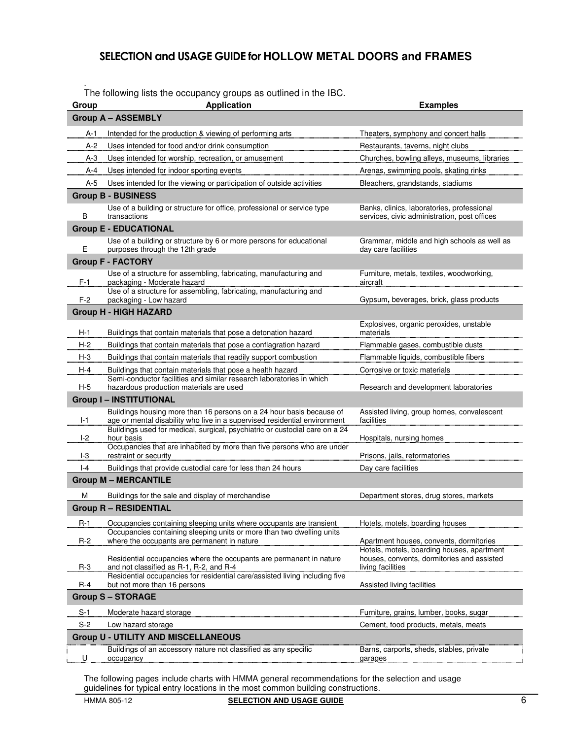# SELECTION and USAGE GUIDE for HOLLOW METAL DOORS and FRAMES

The following lists the occupancy groups as outlined in the IBC.

| Group | Application | Examples |
|---|---|---|
| **Group A – ASSEMBLY** | | |
| A-1 | Intended for the production & viewing of performing arts | Theaters, symphony and concert halls |
| A-2 | Uses intended for food and/or drink consumption | Restaurants, taverns, night clubs |
| A-3 | Uses intended for worship, recreation, or amusement | Churches, bowling alleys, museums, libraries |
| A-4 | Uses intended for indoor sporting events | Arenas, swimming pools, skating rinks |
| A-5 | Uses intended for the viewing or participation of outside activities | Bleachers, grandstands, stadiums |
| **Group B - BUSINESS** | | |
| B | Use of a building or structure for office, professional or service type transactions | Banks, clinics, laboratories, professional services, civic administration, post offices |
| **Group E - EDUCATIONAL** | | |
| E | Use of a building or structure by 6 or more persons for educational purposes through the 12th grade | Grammar, middle and high schools as well as day care facilities |
| **Group F - FACTORY** | | |
| F-1 | Use of a structure for assembling, fabricating, manufacturing and packaging - Moderate hazard | Furniture, metals, textiles, woodworking, aircraft |
| F-2 | Use of a structure for assembling, fabricating, manufacturing and packaging - Low hazard | Gypsum, beverages, brick, glass products |
| **Group H - HIGH HAZARD** | | |
| H-1 | Buildings that contain materials that pose a detonation hazard | Explosives, organic peroxides, unstable materials |
| H-2 | Buildings that contain materials that pose a conflagration hazard | Flammable gases, combustible dusts |
| H-3 | Buildings that contain materials that readily support combustion | Flammable liquids, combustible fibers |
| H-4 | Buildings that contain materials that pose a health hazard | Corrosive or toxic materials |
| H-5 | Semi-conductor facilities and similar research laboratories in which hazardous production materials are used | Research and development laboratories |
| **Group I – INSTITUTIONAL** | | |
| I-1 | Buildings housing more than 16 persons on a 24 hour basis because of age or mental disability who live in a supervised residential environment | Assisted living, group homes, convalescent facilities |
| I-2 | Buildings used for medical, surgical, psychiatric or custodial care on a 24 hour basis | Hospitals, nursing homes |
| I-3 | Occupancies that are inhabited by more than five persons who are under restraint or security | Prisons, jails, reformatories |
| I-4 | Buildings that provide custodial care for less than 24 hours | Day care facilities |
| **Group M – MERCANTILE** | | |
| M | Buildings for the sale and display of merchandise | Department stores, drug stores, markets |
| **Group R – RESIDENTIAL** | | |
| R-1 | Occupancies containing sleeping units where occupants are transient | Hotels, motels, boarding houses |
| R-2 | Occupancies containing sleeping units or more than two dwelling units where the occupants are permanent in nature | Apartment houses, convents, dormitories |
| R-3 | Residential occupancies where the occupants are permanent in nature and not classified as R-1, R-2, and R-4 | Hotels, motels, boarding houses, apartment houses, convents, dormitories and assisted living facilities |
| R-4 | Residential occupancies for residential care/assisted living including five but not more than 16 persons | Assisted living facilities |
| **Group S – STORAGE** | | |
| S-1 | Moderate hazard storage | Furniture, grains, lumber, books, sugar |
| S-2 | Low hazard storage | Cement, food products, metals, meats |
| **Group U - UTILITY AND MISCELLANEOUS** | | |
| U | Buildings of an accessory nature not classified as any specific occupancy | Barns, carports, sheds, stables, private garages |

The following pages include charts with HMMA general recommendations for the selection and usage guidelines for typical entry locations in the most common building constructions.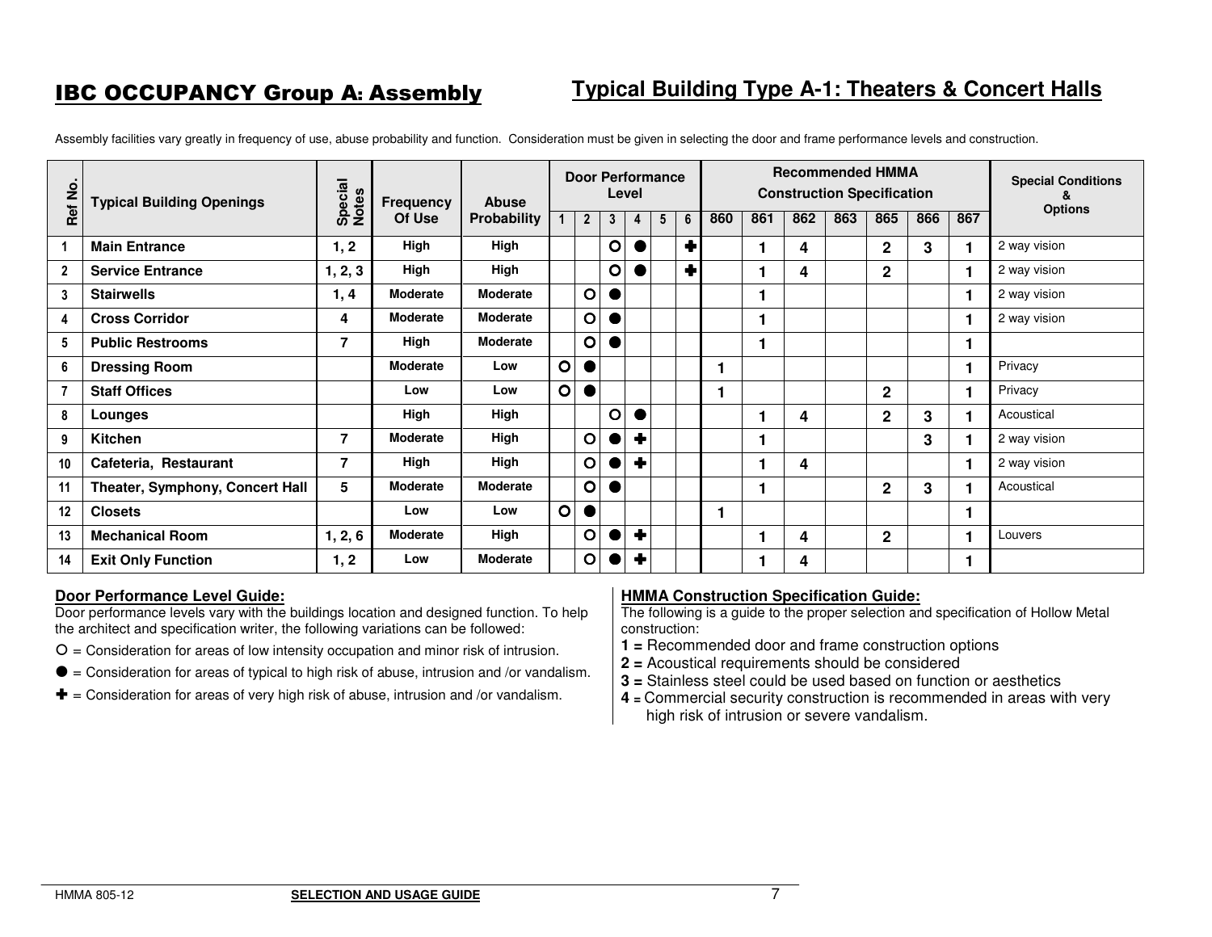# IBC OCCUPANCY Group A: Assembly

## Typical Building Type A-1: Theaters & Concert Halls

Assembly facilities vary greatly in frequency of use, abuse probability and function. Consideration must be given in selecting the door and frame performance levels and construction.

| Ref No. | Typical Building Openings | Special Notes | Frequency Of Use | Abuse Probability | Door Performance Level | | | | | | Recommended HMMA Construction Specification | | | | | | | Special Conditions & Options |
|---|---|---|---|---|---|---|---|---|---|---|---|---|---|---|---|---|---|---|
| | | | | | 1 | 2 | 3 | 4 | 5 | 6 | 860 | 861 | 862 | 863 | 865 | 866 | 867 | |
| 1 | Main Entrance | 1, 2 | High | High | | | ○ | ● | | ✚ | | 1 | 4 | | 2 | 3 | 1 | 2 way vision |
| 2 | Service Entrance | 1, 2, 3 | High | High | | | ○ | ● | | ✚ | | 1 | 4 | | 2 | | 1 | 2 way vision |
| 3 | Stairwells | 1, 4 | Moderate | Moderate | | ○ | ● | | | | | 1 | | | | | 1 | 2 way vision |
| 4 | Cross Corridor | 4 | Moderate | Moderate | | ○ | ● | | | | | 1 | | | | | 1 | 2 way vision |
| 5 | Public Restrooms | 7 | High | Moderate | | ○ | ● | | | | | 1 | | | | | 1 | |
| 6 | Dressing Room | | Moderate | Low | ○ | ● | | | | | 1 | | | | | | 1 | Privacy |
| 7 | Staff Offices | | Low | Low | ○ | ● | | | | | 1 | | | | 2 | | 1 | Privacy |
| 8 | Lounges | | High | High | | | ○ | ● | | | | 1 | 4 | | 2 | 3 | 1 | Acoustical |
| 9 | Kitchen | 7 | Moderate | High | | ○ | ● | ✚ | | | | 1 | | | | 3 | 1 | 2 way vision |
| 10 | Cafeteria, Restaurant | 7 | High | High | | ○ | ● | ✚ | | | | 1 | 4 | | | | 1 | 2 way vision |
| 11 | Theater, Symphony, Concert Hall | 5 | Moderate | Moderate | | ○ | ● | | | | | 1 | | | 2 | 3 | 1 | Acoustical |
| 12 | Closets | | Low | Low | ○ | ● | | | | | 1 | | | | | | 1 | |
| 13 | Mechanical Room | 1, 2, 6 | Moderate | High | | ○ | ● | ✚ | | | | 1 | 4 | | 2 | | 1 | Louvers |
| 14 | Exit Only Function | 1, 2 | Low | Moderate | | ○ | ● | ✚ | | | | 1 | 4 | | | | 1 | |

**Door Performance Level Guide:**

Door performance levels vary with the buildings location and designed function. To help the architect and specification writer, the following variations can be followed:

○ = Consideration for areas of low intensity occupation and minor risk of intrusion.

● = Consideration for areas of typical to high risk of abuse, intrusion and /or vandalism.

✚ = Consideration for areas of very high risk of abuse, intrusion and /or vandalism.

**HMMA Construction Specification Guide:**

The following is a guide to the proper selection and specification of Hollow Metal construction:

**1 =** Recommended door and frame construction options
**2 =** Acoustical requirements should be considered
**3 =** Stainless steel could be used based on function or aesthetics
**4 =** Commercial security construction is recommended in areas with very high risk of intrusion or severe vandalism.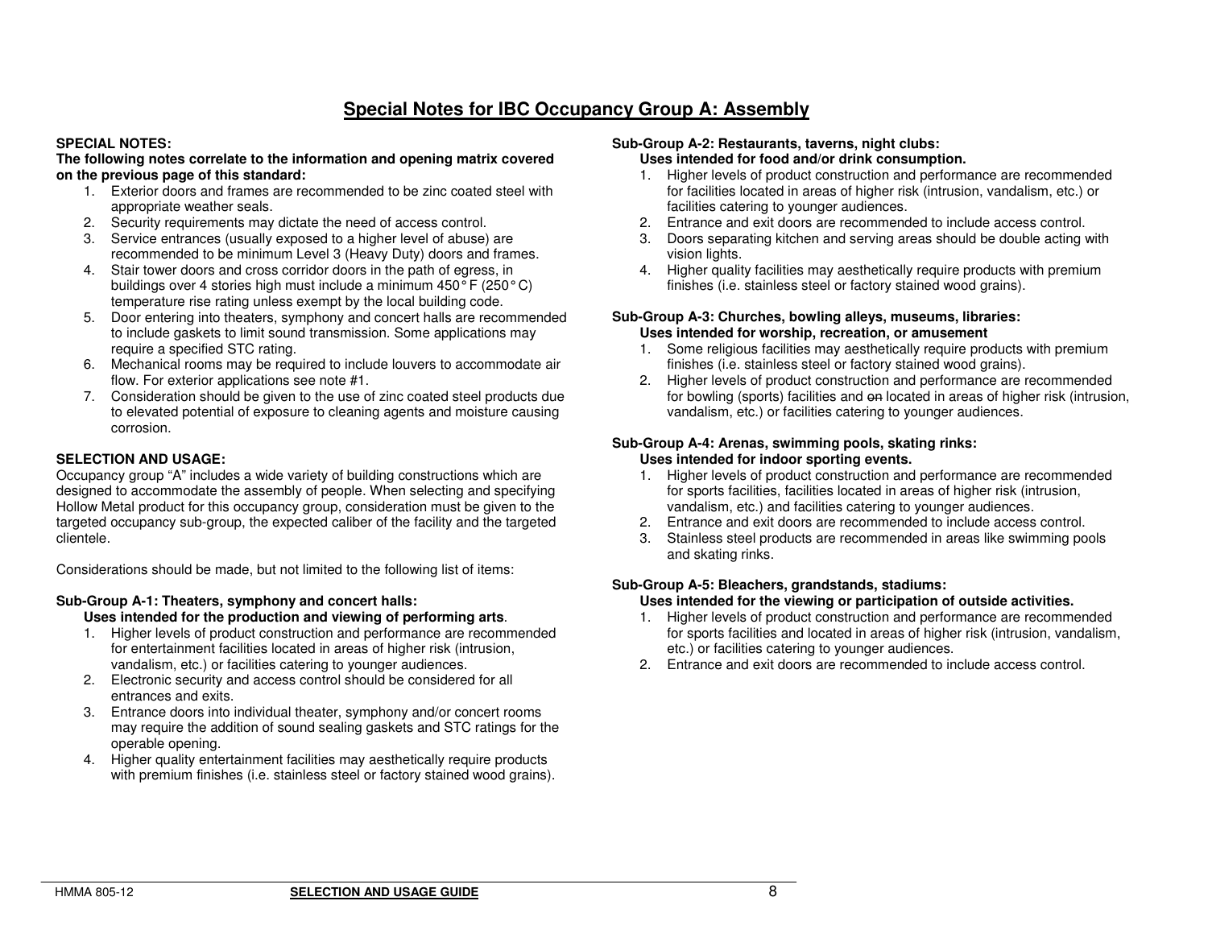# Special Notes for IBC Occupancy Group A: Assembly

**SPECIAL NOTES:**

**The following notes correlate to the information and opening matrix covered on the previous page of this standard:**

1. Exterior doors and frames are recommended to be zinc coated steel with appropriate weather seals.
2. Security requirements may dictate the need of access control.
3. Service entrances (usually exposed to a higher level of abuse) are recommended to be minimum Level 3 (Heavy Duty) doors and frames.
4. Stair tower doors and cross corridor doors in the path of egress, in buildings over 4 stories high must include a minimum 450° F (250° C) temperature rise rating unless exempt by the local building code.
5. Door entering into theaters, symphony and concert halls are recommended to include gaskets to limit sound transmission. Some applications may require a specified STC rating.
6. Mechanical rooms may be required to include louvers to accommodate air flow. For exterior applications see note #1.
7. Consideration should be given to the use of zinc coated steel products due to elevated potential of exposure to cleaning agents and moisture causing corrosion.

**SELECTION AND USAGE:**

Occupancy group "A" includes a wide variety of building constructions which are designed to accommodate the assembly of people. When selecting and specifying Hollow Metal product for this occupancy group, consideration must be given to the targeted occupancy sub-group, the expected caliber of the facility and the targeted clientele.

Considerations should be made, but not limited to the following list of items:

**Sub-Group A-1: Theaters, symphony and concert halls:**

**Uses intended for the production and viewing of performing arts**.

1. Higher levels of product construction and performance are recommended for entertainment facilities located in areas of higher risk (intrusion, vandalism, etc.) or facilities catering to younger audiences.
2. Electronic security and access control should be considered for all entrances and exits.
3. Entrance doors into individual theater, symphony and/or concert rooms may require the addition of sound sealing gaskets and STC ratings for the operable opening.
4. Higher quality entertainment facilities may aesthetically require products with premium finishes (i.e. stainless steel or factory stained wood grains).

**Sub-Group A-2: Restaurants, taverns, night clubs:**

**Uses intended for food and/or drink consumption.**

1. Higher levels of product construction and performance are recommended for facilities located in areas of higher risk (intrusion, vandalism, etc.) or facilities catering to younger audiences.
2. Entrance and exit doors are recommended to include access control.
3. Doors separating kitchen and serving areas should be double acting with vision lights.
4. Higher quality facilities may aesthetically require products with premium finishes (i.e. stainless steel or factory stained wood grains).

**Sub-Group A-3: Churches, bowling alleys, museums, libraries:**

**Uses intended for worship, recreation, or amusement**

1. Some religious facilities may aesthetically require products with premium finishes (i.e. stainless steel or factory stained wood grains).
2. Higher levels of product construction and performance are recommended for bowling (sports) facilities and ~~on~~ located in areas of higher risk (intrusion, vandalism, etc.) or facilities catering to younger audiences.

**Sub-Group A-4: Arenas, swimming pools, skating rinks:**

**Uses intended for indoor sporting events.**

1. Higher levels of product construction and performance are recommended for sports facilities, facilities located in areas of higher risk (intrusion, vandalism, etc.) and facilities catering to younger audiences.
2. Entrance and exit doors are recommended to include access control.
3. Stainless steel products are recommended in areas like swimming pools and skating rinks.

**Sub-Group A-5: Bleachers, grandstands, stadiums:**

**Uses intended for the viewing or participation of outside activities.**

1. Higher levels of product construction and performance are recommended for sports facilities and located in areas of higher risk (intrusion, vandalism, etc.) or facilities catering to younger audiences.
2. Entrance and exit doors are recommended to include access control.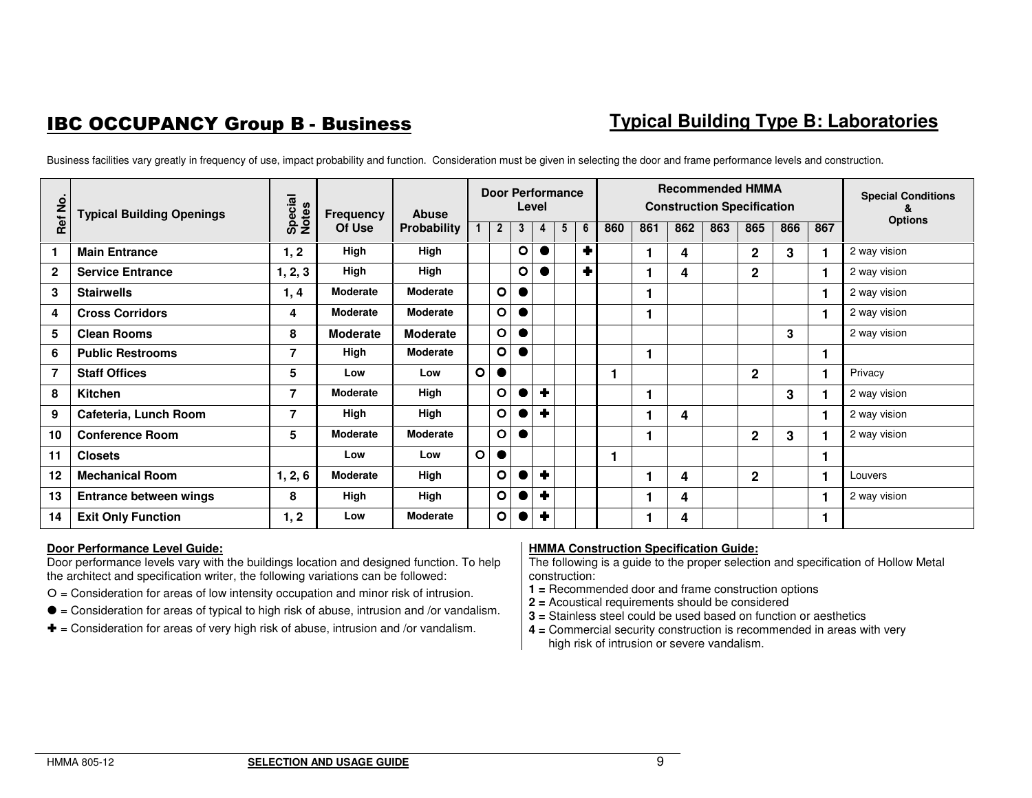# IBC OCCUPANCY Group B - Business

## Typical Building Type B: Laboratories

Business facilities vary greatly in frequency of use, impact probability and function. Consideration must be given in selecting the door and frame performance levels and construction.

| Ref No. | Typical Building Openings | Special Notes | Frequency Of Use | Abuse Probability | Door Performance Level | | | | | | Recommended HMMA Construction Specification | | | | | | | Special Conditions & Options |
|---|---|---|---|---|---|---|---|---|---|---|---|---|---|---|---|---|---|---|
| | | | | | 1 | 2 | 3 | 4 | 5 | 6 | 860 | 861 | 862 | 863 | 865 | 866 | 867 | |
| 1 | **Main Entrance** | 1, 2 | High | High | | | ○ | ● | | ✚ | | 1 | 4 | | 2 | 3 | 1 | 2 way vision |
| 2 | **Service Entrance** | 1, 2, 3 | High | High | | | ○ | ● | | ✚ | | 1 | 4 | | 2 | | 1 | 2 way vision |
| 3 | **Stairwells** | 1, 4 | Moderate | Moderate | | ○ | ● | | | | | 1 | | | | | 1 | 2 way vision |
| 4 | **Cross Corridors** | 4 | Moderate | Moderate | | ○ | ● | | | | | 1 | | | | | 1 | 2 way vision |
| 5 | **Clean Rooms** | 8 | Moderate | Moderate | | ○ | ● | | | | | | | | | 3 | | 2 way vision |
| 6 | **Public Restrooms** | 7 | High | Moderate | | ○ | ● | | | | | 1 | | | | | 1 | |
| 7 | **Staff Offices** | 5 | Low | Low | ○ | ● | | | | | 1 | | | | 2 | | 1 | Privacy |
| 8 | **Kitchen** | 7 | Moderate | High | | ○ | ● | ✚ | | | | 1 | | | | 3 | 1 | 2 way vision |
| 9 | **Cafeteria, Lunch Room** | 7 | High | High | | ○ | ● | ✚ | | | | 1 | 4 | | | | 1 | 2 way vision |
| 10 | **Conference Room** | 5 | Moderate | Moderate | | ○ | ● | | | | | 1 | | | 2 | 3 | 1 | 2 way vision |
| 11 | **Closets** | | Low | Low | ○ | ● | | | | | 1 | | | | | | 1 | |
| 12 | **Mechanical Room** | 1, 2, 6 | Moderate | High | | ○ | ● | ✚ | | | | 1 | 4 | | 2 | | 1 | Louvers |
| 13 | **Entrance between wings** | 8 | High | High | | ○ | ● | ✚ | | | | 1 | 4 | | | | 1 | 2 way vision |
| 14 | **Exit Only Function** | 1, 2 | Low | Moderate | | ○ | ● | ✚ | | | | 1 | 4 | | | | 1 | |

**Door Performance Level Guide:**
Door performance levels vary with the buildings location and designed function. To help the architect and specification writer, the following variations can be followed:

○ = Consideration for areas of low intensity occupation and minor risk of intrusion.

● = Consideration for areas of typical to high risk of abuse, intrusion and /or vandalism.

✚ = Consideration for areas of very high risk of abuse, intrusion and /or vandalism.

**HMMA Construction Specification Guide:**
The following is a guide to the proper selection and specification of Hollow Metal construction:

**1 =** Recommended door and frame construction options
**2 =** Acoustical requirements should be considered
**3 =** Stainless steel could be used based on function or aesthetics
**4 =** Commercial security construction is recommended in areas with very high risk of intrusion or severe vandalism.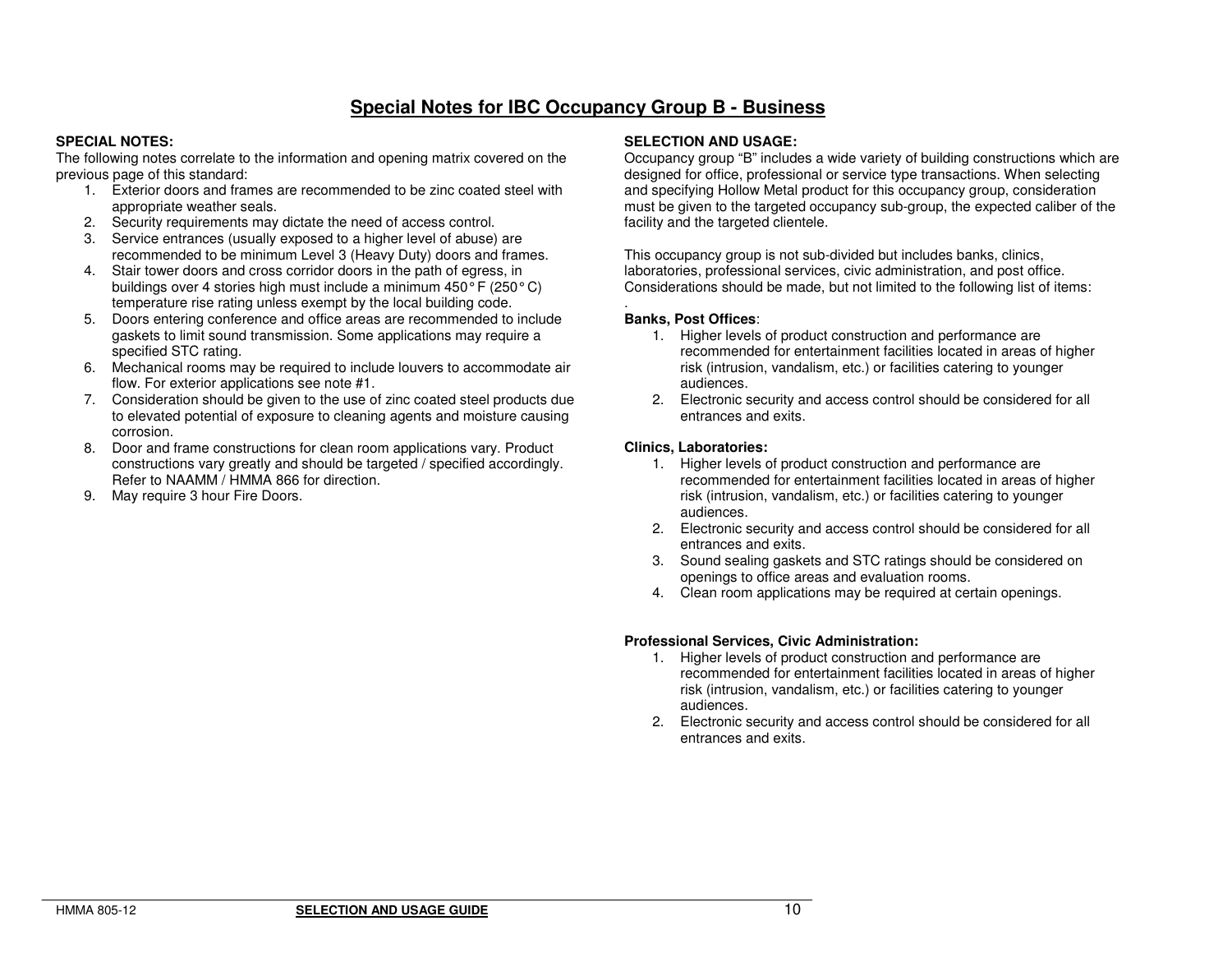# Special Notes for IBC Occupancy Group B - Business

**SPECIAL NOTES:**

The following notes correlate to the information and opening matrix covered on the previous page of this standard:

1. Exterior doors and frames are recommended to be zinc coated steel with appropriate weather seals.
2. Security requirements may dictate the need of access control.
3. Service entrances (usually exposed to a higher level of abuse) are recommended to be minimum Level 3 (Heavy Duty) doors and frames.
4. Stair tower doors and cross corridor doors in the path of egress, in buildings over 4 stories high must include a minimum 450° F (250° C) temperature rise rating unless exempt by the local building code.
5. Doors entering conference and office areas are recommended to include gaskets to limit sound transmission. Some applications may require a specified STC rating.
6. Mechanical rooms may be required to include louvers to accommodate air flow. For exterior applications see note #1.
7. Consideration should be given to the use of zinc coated steel products due to elevated potential of exposure to cleaning agents and moisture causing corrosion.
8. Door and frame constructions for clean room applications vary. Product constructions vary greatly and should be targeted / specified accordingly. Refer to NAAMM / HMMA 866 for direction.
9. May require 3 hour Fire Doors.

**SELECTION AND USAGE:**

Occupancy group "B" includes a wide variety of building constructions which are designed for office, professional or service type transactions. When selecting and specifying Hollow Metal product for this occupancy group, consideration must be given to the targeted occupancy sub-group, the expected caliber of the facility and the targeted clientele.

This occupancy group is not sub-divided but includes banks, clinics, laboratories, professional services, civic administration, and post office. Considerations should be made, but not limited to the following list of items:

.

**Banks, Post Offices**:

1. Higher levels of product construction and performance are recommended for entertainment facilities located in areas of higher risk (intrusion, vandalism, etc.) or facilities catering to younger audiences.
2. Electronic security and access control should be considered for all entrances and exits.

**Clinics, Laboratories:**

1. Higher levels of product construction and performance are recommended for entertainment facilities located in areas of higher risk (intrusion, vandalism, etc.) or facilities catering to younger audiences.
2. Electronic security and access control should be considered for all entrances and exits.
3. Sound sealing gaskets and STC ratings should be considered on openings to office areas and evaluation rooms.
4. Clean room applications may be required at certain openings.

**Professional Services, Civic Administration:**

1. Higher levels of product construction and performance are recommended for entertainment facilities located in areas of higher risk (intrusion, vandalism, etc.) or facilities catering to younger audiences.
2. Electronic security and access control should be considered for all entrances and exits.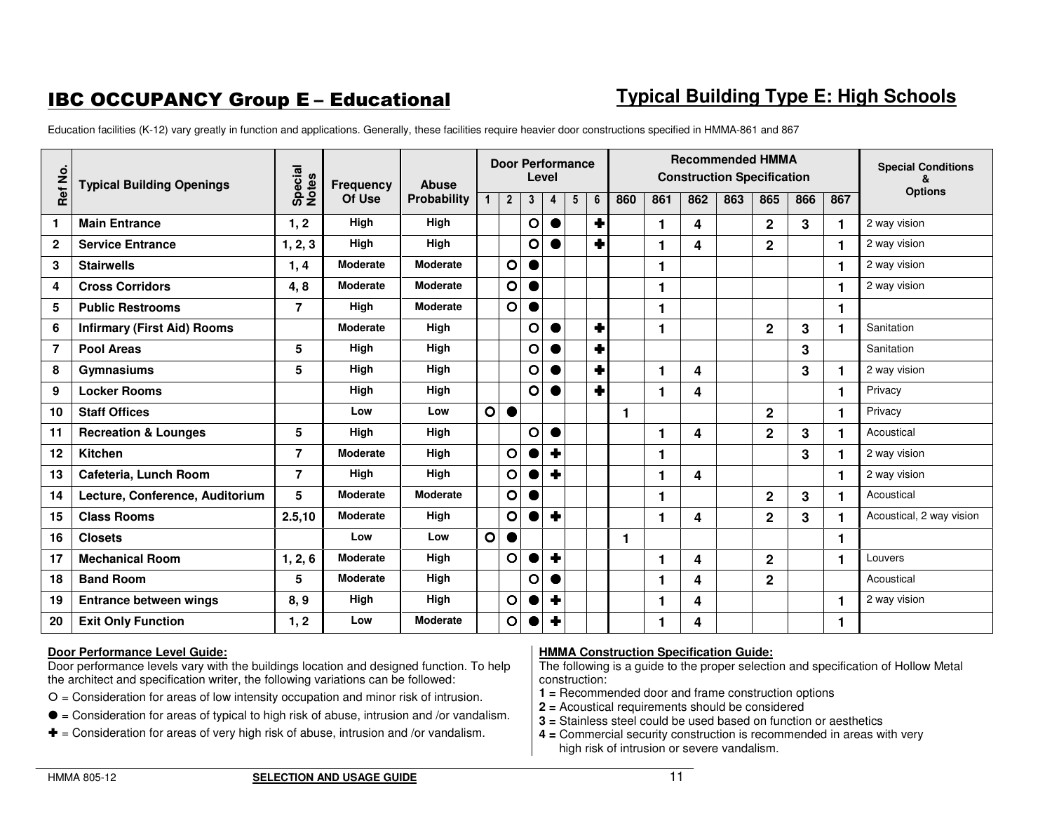# IBC OCCUPANCY Group E – Educational

## Typical Building Type E: High Schools

Education facilities (K-12) vary greatly in function and applications. Generally, these facilities require heavier door constructions specified in HMMA-861 and 867

| Ref No. | Typical Building Openings | Special Notes | Frequency Of Use | Abuse Probability | Door Performance Level | | | | | | Recommended HMMA Construction Specification | | | | | | | Special Conditions & Options |
|---|---|---|---|---|---|---|---|---|---|---|---|---|---|---|---|---|---|---|
| | | | | | 1 | 2 | 3 | 4 | 5 | 6 | 860 | 861 | 862 | 863 | 865 | 866 | 867 | |
| 1 | Main Entrance | 1, 2 | High | High | | | ○ | ● | | ✚ | | 1 | 4 | | 2 | 3 | 1 | 2 way vision |
| 2 | Service Entrance | 1, 2, 3 | High | High | | | ○ | ● | | ✚ | | 1 | 4 | | 2 | | 1 | 2 way vision |
| 3 | Stairwells | 1, 4 | Moderate | Moderate | | ○ | ● | | | | | 1 | | | | | 1 | 2 way vision |
| 4 | Cross Corridors | 4, 8 | Moderate | Moderate | | ○ | ● | | | | | 1 | | | | | 1 | 2 way vision |
| 5 | Public Restrooms | 7 | High | Moderate | | ○ | ● | | | | | 1 | | | | | 1 | |
| 6 | Infirmary (First Aid) Rooms | | Moderate | High | | | ○ | ● | | ✚ | | 1 | | | 2 | 3 | 1 | Sanitation |
| 7 | Pool Areas | 5 | High | High | | | ○ | ● | | ✚ | | | | | | 3 | | Sanitation |
| 8 | Gymnasiums | 5 | High | High | | | ○ | ● | | ✚ | | 1 | 4 | | | 3 | 1 | 2 way vision |
| 9 | Locker Rooms | | High | High | | | ○ | ● | | ✚ | | 1 | 4 | | | | 1 | Privacy |
| 10 | Staff Offices | | Low | Low | ○ | ● | | | | | 1 | | | | 2 | | 1 | Privacy |
| 11 | Recreation & Lounges | 5 | High | High | | | ○ | ● | | | | 1 | 4 | | 2 | 3 | 1 | Acoustical |
| 12 | Kitchen | 7 | Moderate | High | | ○ | ● | ✚ | | | | 1 | | | | 3 | 1 | 2 way vision |
| 13 | Cafeteria, Lunch Room | 7 | High | High | | ○ | ● | ✚ | | | | 1 | 4 | | | | 1 | 2 way vision |
| 14 | Lecture, Conference, Auditorium | 5 | Moderate | Moderate | | ○ | ● | | | | | 1 | | | 2 | 3 | 1 | Acoustical |
| 15 | Class Rooms | 2.5,10 | Moderate | High | | ○ | ● | ✚ | | | | 1 | 4 | | 2 | 3 | 1 | Acoustical, 2 way vision |
| 16 | Closets | | Low | Low | ○ | ● | | | | | 1 | | | | | | 1 | |
| 17 | Mechanical Room | 1, 2, 6 | Moderate | High | | ○ | ● | ✚ | | | | 1 | 4 | | 2 | | 1 | Louvers |
| 18 | Band Room | 5 | Moderate | High | | | ○ | ● | | | | 1 | 4 | | 2 | | | Acoustical |
| 19 | Entrance between wings | 8, 9 | High | High | | ○ | ● | ✚ | | | | 1 | 4 | | | | 1 | 2 way vision |
| 20 | Exit Only Function | 1, 2 | Low | Moderate | | ○ | ● | ✚ | | | | 1 | 4 | | | | 1 | |

**Door Performance Level Guide:**
Door performance levels vary with the buildings location and designed function. To help the architect and specification writer, the following variations can be followed:

○ = Consideration for areas of low intensity occupation and minor risk of intrusion.

● = Consideration for areas of typical to high risk of abuse, intrusion and /or vandalism.

✚ = Consideration for areas of very high risk of abuse, intrusion and /or vandalism.

**HMMA Construction Specification Guide:**
The following is a guide to the proper selection and specification of Hollow Metal construction:

**1 =** Recommended door and frame construction options
**2 =** Acoustical requirements should be considered
**3 =** Stainless steel could be used based on function or aesthetics
**4 =** Commercial security construction is recommended in areas with very high risk of intrusion or severe vandalism.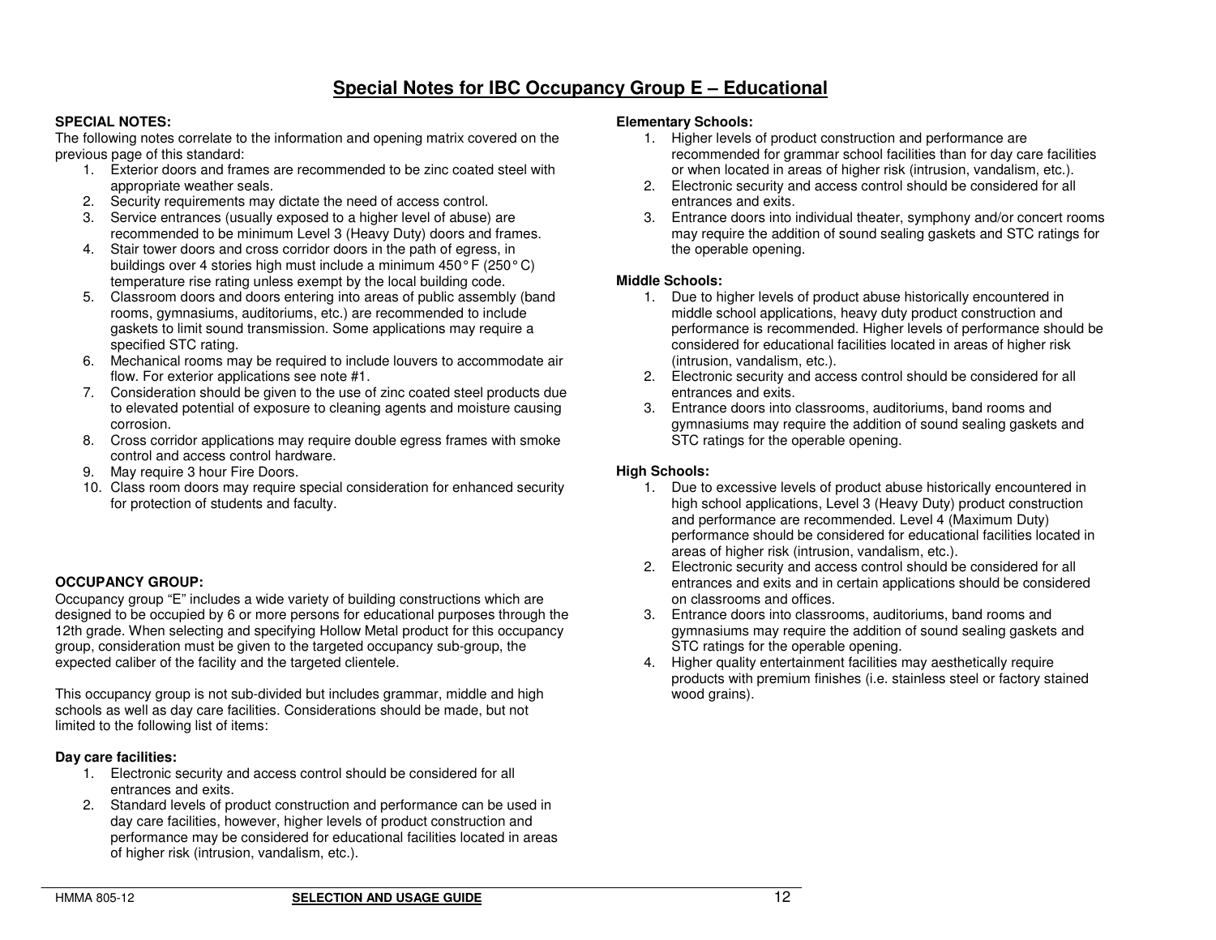# Special Notes for IBC Occupancy Group E – Educational

**SPECIAL NOTES:**

The following notes correlate to the information and opening matrix covered on the previous page of this standard:

1. Exterior doors and frames are recommended to be zinc coated steel with appropriate weather seals.
2. Security requirements may dictate the need of access control.
3. Service entrances (usually exposed to a higher level of abuse) are recommended to be minimum Level 3 (Heavy Duty) doors and frames.
4. Stair tower doors and cross corridor doors in the path of egress, in buildings over 4 stories high must include a minimum 450° F (250° C) temperature rise rating unless exempt by the local building code.
5. Classroom doors and doors entering into areas of public assembly (band rooms, gymnasiums, auditoriums, etc.) are recommended to include gaskets to limit sound transmission. Some applications may require a specified STC rating.
6. Mechanical rooms may be required to include louvers to accommodate air flow. For exterior applications see note #1.
7. Consideration should be given to the use of zinc coated steel products due to elevated potential of exposure to cleaning agents and moisture causing corrosion.
8. Cross corridor applications may require double egress frames with smoke control and access control hardware.
9. May require 3 hour Fire Doors.
10. Class room doors may require special consideration for enhanced security for protection of students and faculty.

**OCCUPANCY GROUP:**

Occupancy group "E" includes a wide variety of building constructions which are designed to be occupied by 6 or more persons for educational purposes through the 12th grade. When selecting and specifying Hollow Metal product for this occupancy group, consideration must be given to the targeted occupancy sub-group, the expected caliber of the facility and the targeted clientele.

This occupancy group is not sub-divided but includes grammar, middle and high schools as well as day care facilities. Considerations should be made, but not limited to the following list of items:

**Day care facilities:**

1. Electronic security and access control should be considered for all entrances and exits.
2. Standard levels of product construction and performance can be used in day care facilities, however, higher levels of product construction and performance may be considered for educational facilities located in areas of higher risk (intrusion, vandalism, etc.).

**Elementary Schools:**

1. Higher levels of product construction and performance are recommended for grammar school facilities than for day care facilities or when located in areas of higher risk (intrusion, vandalism, etc.).
2. Electronic security and access control should be considered for all entrances and exits.
3. Entrance doors into individual theater, symphony and/or concert rooms may require the addition of sound sealing gaskets and STC ratings for the operable opening.

**Middle Schools:**

1. Due to higher levels of product abuse historically encountered in middle school applications, heavy duty product construction and performance is recommended. Higher levels of performance should be considered for educational facilities located in areas of higher risk (intrusion, vandalism, etc.).
2. Electronic security and access control should be considered for all entrances and exits.
3. Entrance doors into classrooms, auditoriums, band rooms and gymnasiums may require the addition of sound sealing gaskets and STC ratings for the operable opening.

**High Schools:**

1. Due to excessive levels of product abuse historically encountered in high school applications, Level 3 (Heavy Duty) product construction and performance are recommended. Level 4 (Maximum Duty) performance should be considered for educational facilities located in areas of higher risk (intrusion, vandalism, etc.).
2. Electronic security and access control should be considered for all entrances and exits and in certain applications should be considered on classrooms and offices.
3. Entrance doors into classrooms, auditoriums, band rooms and gymnasiums may require the addition of sound sealing gaskets and STC ratings for the operable opening.
4. Higher quality entertainment facilities may aesthetically require products with premium finishes (i.e. stainless steel or factory stained wood grains).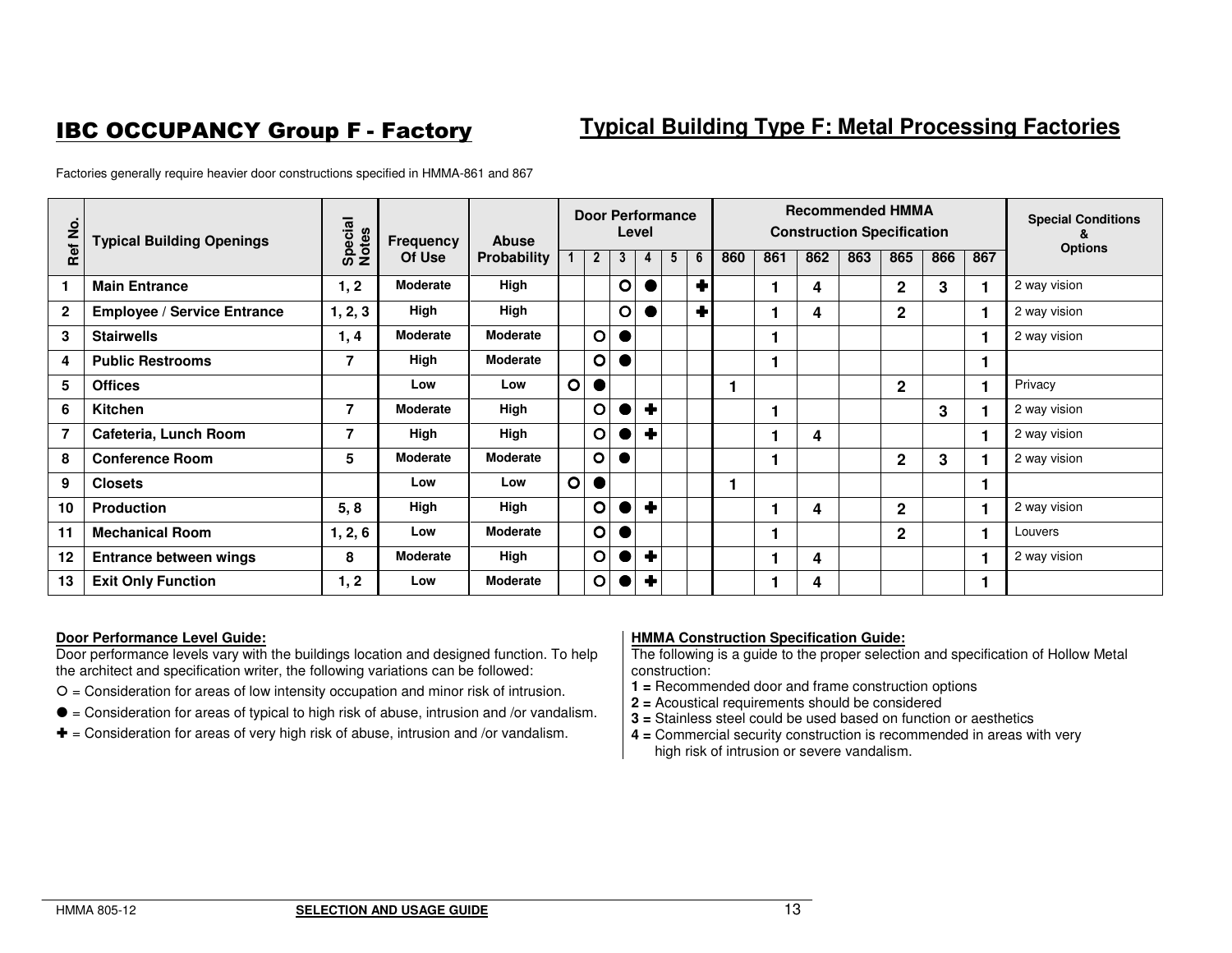# IBC OCCUPANCY Group F - Factory

## Typical Building Type F: Metal Processing Factories

Factories generally require heavier door constructions specified in HMMA-861 and 867

| Ref No. | Typical Building Openings | Special Notes | Frequency Of Use | Abuse Probability | Door Performance Level | | | | | | Recommended HMMA Construction Specification | | | | | | | Special Conditions & Options |
|---|---|---|---|---|---|---|---|---|---|---|---|---|---|---|---|---|---|---|
| | | | | | 1 | 2 | 3 | 4 | 5 | 6 | 860 | 861 | 862 | 863 | 865 | 866 | 867 | |
| 1 | Main Entrance | 1, 2 | Moderate | High | | | ○ | ● | | ✚ | | 1 | 4 | | 2 | 3 | 1 | 2 way vision |
| 2 | Employee / Service Entrance | 1, 2, 3 | High | High | | | ○ | ● | | ✚ | | 1 | 4 | | 2 | | 1 | 2 way vision |
| 3 | Stairwells | 1, 4 | Moderate | Moderate | | ○ | ● | | | | | 1 | | | | | 1 | 2 way vision |
| 4 | Public Restrooms | 7 | High | Moderate | | ○ | ● | | | | | 1 | | | | | 1 | |
| 5 | Offices | | Low | Low | ○ | ● | | | | | 1 | | | | 2 | | 1 | Privacy |
| 6 | Kitchen | 7 | Moderate | High | | ○ | ● | ✚ | | | | 1 | | | | 3 | 1 | 2 way vision |
| 7 | Cafeteria, Lunch Room | 7 | High | High | | ○ | ● | ✚ | | | | 1 | 4 | | | | 1 | 2 way vision |
| 8 | Conference Room | 5 | Moderate | Moderate | | ○ | ● | | | | | 1 | | | 2 | 3 | 1 | 2 way vision |
| 9 | Closets | | Low | Low | ○ | ● | | | | | 1 | | | | | | 1 | |
| 10 | Production | 5, 8 | High | High | | ○ | ● | ✚ | | | | 1 | 4 | | 2 | | 1 | 2 way vision |
| 11 | Mechanical Room | 1, 2, 6 | Low | Moderate | | ○ | ● | | | | | 1 | | | 2 | | 1 | Louvers |
| 12 | Entrance between wings | 8 | Moderate | High | | ○ | ● | ✚ | | | | 1 | 4 | | | | 1 | 2 way vision |
| 13 | Exit Only Function | 1, 2 | Low | Moderate | | ○ | ● | ✚ | | | | 1 | 4 | | | | 1 | |

**Door Performance Level Guide:**

Door performance levels vary with the buildings location and designed function. To help the architect and specification writer, the following variations can be followed:

○ = Consideration for areas of low intensity occupation and minor risk of intrusion.

● = Consideration for areas of typical to high risk of abuse, intrusion and /or vandalism.

✚ = Consideration for areas of very high risk of abuse, intrusion and /or vandalism.

**HMMA Construction Specification Guide:**

The following is a guide to the proper selection and specification of Hollow Metal construction:

**1 =** Recommended door and frame construction options
**2 =** Acoustical requirements should be considered
**3 =** Stainless steel could be used based on function or aesthetics
**4 =** Commercial security construction is recommended in areas with very high risk of intrusion or severe vandalism.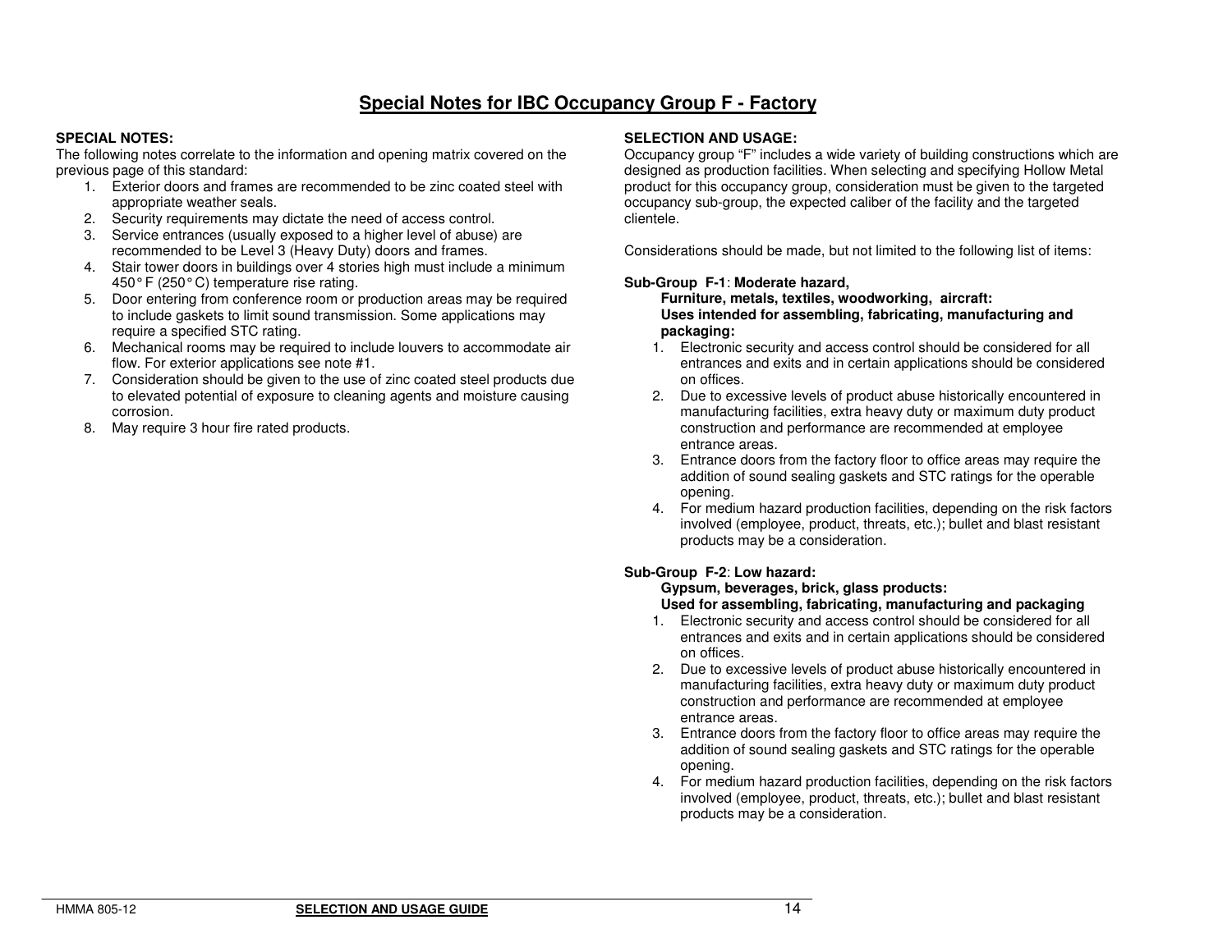# Special Notes for IBC Occupancy Group F - Factory

**SPECIAL NOTES:**

The following notes correlate to the information and opening matrix covered on the previous page of this standard:

1. Exterior doors and frames are recommended to be zinc coated steel with appropriate weather seals.
2. Security requirements may dictate the need of access control.
3. Service entrances (usually exposed to a higher level of abuse) are recommended to be Level 3 (Heavy Duty) doors and frames.
4. Stair tower doors in buildings over 4 stories high must include a minimum 450° F (250° C) temperature rise rating.
5. Door entering from conference room or production areas may be required to include gaskets to limit sound transmission. Some applications may require a specified STC rating.
6. Mechanical rooms may be required to include louvers to accommodate air flow. For exterior applications see note #1.
7. Consideration should be given to the use of zinc coated steel products due to elevated potential of exposure to cleaning agents and moisture causing corrosion.
8. May require 3 hour fire rated products.

**SELECTION AND USAGE:**

Occupancy group "F" includes a wide variety of building constructions which are designed as production facilities. When selecting and specifying Hollow Metal product for this occupancy group, consideration must be given to the targeted occupancy sub-group, the expected caliber of the facility and the targeted clientele.

Considerations should be made, but not limited to the following list of items:

**Sub-Group F-1: Moderate hazard,**
**Furniture, metals, textiles, woodworking, aircraft:**
**Uses intended for assembling, fabricating, manufacturing and packaging:**

1. Electronic security and access control should be considered for all entrances and exits and in certain applications should be considered on offices.
2. Due to excessive levels of product abuse historically encountered in manufacturing facilities, extra heavy duty or maximum duty product construction and performance are recommended at employee entrance areas.
3. Entrance doors from the factory floor to office areas may require the addition of sound sealing gaskets and STC ratings for the operable opening.
4. For medium hazard production facilities, depending on the risk factors involved (employee, product, threats, etc.); bullet and blast resistant products may be a consideration.

**Sub-Group F-2: Low hazard:**
**Gypsum, beverages, brick, glass products:**
**Used for assembling, fabricating, manufacturing and packaging**

1. Electronic security and access control should be considered for all entrances and exits and in certain applications should be considered on offices.
2. Due to excessive levels of product abuse historically encountered in manufacturing facilities, extra heavy duty or maximum duty product construction and performance are recommended at employee entrance areas.
3. Entrance doors from the factory floor to office areas may require the addition of sound sealing gaskets and STC ratings for the operable opening.
4. For medium hazard production facilities, depending on the risk factors involved (employee, product, threats, etc.); bullet and blast resistant products may be a consideration.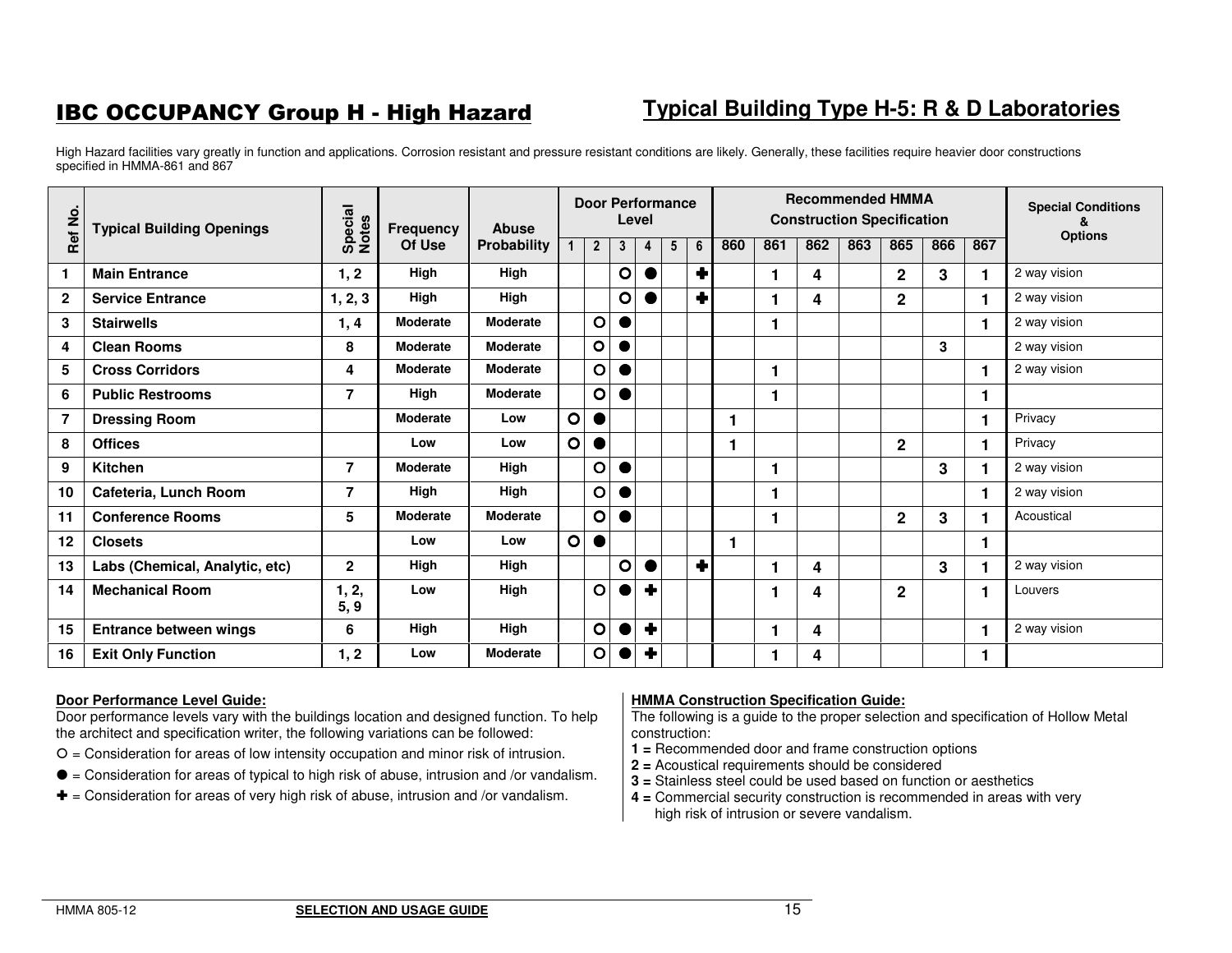# IBC OCCUPANCY Group H - High Hazard

## Typical Building Type H-5: R & D Laboratories

High Hazard facilities vary greatly in function and applications. Corrosion resistant and pressure resistant conditions are likely. Generally, these facilities require heavier door constructions specified in HMMA-861 and 867

| Ref No. | Typical Building Openings | Special Notes | Frequency Of Use | Abuse Probability | Door Performance Level | | | | | | Recommended HMMA Construction Specification | | | | | | | Special Conditions & Options |
|---|---|---|---|---|---|---|---|---|---|---|---|---|---|---|---|---|---|---|
| | | | | | 1 | 2 | 3 | 4 | 5 | 6 | 860 | 861 | 862 | 863 | 865 | 866 | 867 | |
| 1 | Main Entrance | 1, 2 | High | High | | | ○ | ● | | ✚ | | 1 | 4 | | 2 | 3 | 1 | 2 way vision |
| 2 | Service Entrance | 1, 2, 3 | High | High | | | ○ | ● | | ✚ | | 1 | 4 | | 2 | | 1 | 2 way vision |
| 3 | Stairwells | 1, 4 | Moderate | Moderate | | ○ | ● | | | | | 1 | | | | | 1 | 2 way vision |
| 4 | Clean Rooms | 8 | Moderate | Moderate | | ○ | ● | | | | | | | | | 3 | | 2 way vision |
| 5 | Cross Corridors | 4 | Moderate | Moderate | | ○ | ● | | | | | 1 | | | | | 1 | 2 way vision |
| 6 | Public Restrooms | 7 | High | Moderate | | ○ | ● | | | | | 1 | | | | | 1 | |
| 7 | Dressing Room | | Moderate | Low | ○ | ● | | | | | 1 | | | | | | 1 | Privacy |
| 8 | Offices | | Low | Low | ○ | ● | | | | | 1 | | | | 2 | | 1 | Privacy |
| 9 | Kitchen | 7 | Moderate | High | | ○ | ● | | | | | 1 | | | | 3 | 1 | 2 way vision |
| 10 | Cafeteria, Lunch Room | 7 | High | High | | ○ | ● | | | | | 1 | | | | | 1 | 2 way vision |
| 11 | Conference Rooms | 5 | Moderate | Moderate | | ○ | ● | | | | | 1 | | | 2 | 3 | 1 | Acoustical |
| 12 | Closets | | Low | Low | ○ | ● | | | | | 1 | | | | | | 1 | |
| 13 | Labs (Chemical, Analytic, etc) | 2 | High | High | | | ○ | ● | | ✚ | | 1 | 4 | | | 3 | 1 | 2 way vision |
| 14 | Mechanical Room | 1, 2, 5, 9 | Low | High | | ○ | ● | ✚ | | | | 1 | 4 | | 2 | | 1 | Louvers |
| 15 | Entrance between wings | 6 | High | High | | ○ | ● | ✚ | | | | 1 | 4 | | | | 1 | 2 way vision |
| 16 | Exit Only Function | 1, 2 | Low | Moderate | | ○ | ● | ✚ | | | | 1 | 4 | | | | 1 | |

**Door Performance Level Guide:**

Door performance levels vary with the buildings location and designed function. To help the architect and specification writer, the following variations can be followed:

○ = Consideration for areas of low intensity occupation and minor risk of intrusion.

● = Consideration for areas of typical to high risk of abuse, intrusion and /or vandalism.

✚ = Consideration for areas of very high risk of abuse, intrusion and /or vandalism.

**HMMA Construction Specification Guide:**

The following is a guide to the proper selection and specification of Hollow Metal construction:

**1 =** Recommended door and frame construction options
**2 =** Acoustical requirements should be considered
**3 =** Stainless steel could be used based on function or aesthetics
**4 =** Commercial security construction is recommended in areas with very high risk of intrusion or severe vandalism.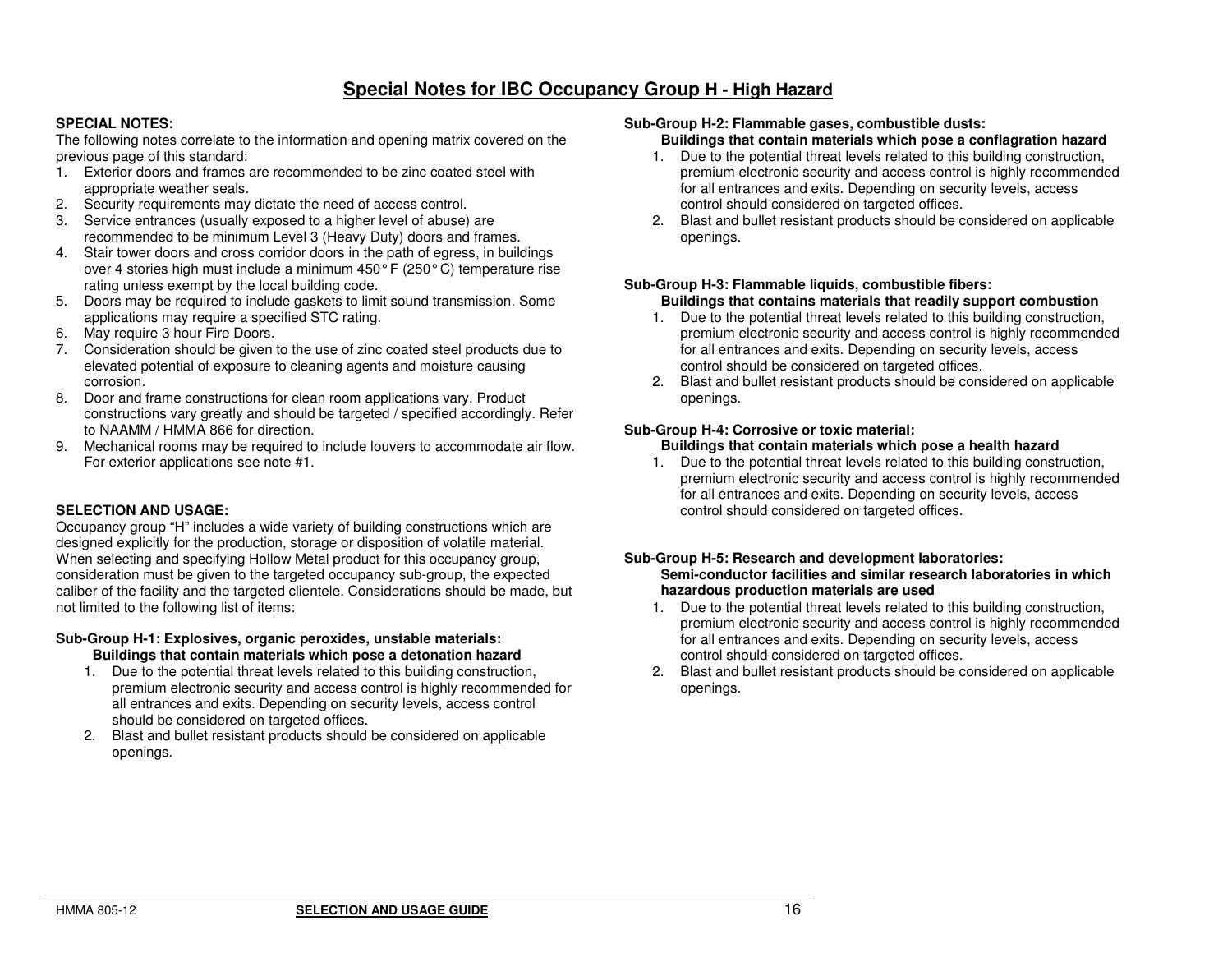# Special Notes for IBC Occupancy Group H - High Hazard

**SPECIAL NOTES:**

The following notes correlate to the information and opening matrix covered on the previous page of this standard:

1. Exterior doors and frames are recommended to be zinc coated steel with appropriate weather seals.
2. Security requirements may dictate the need of access control.
3. Service entrances (usually exposed to a higher level of abuse) are recommended to be minimum Level 3 (Heavy Duty) doors and frames.
4. Stair tower doors and cross corridor doors in the path of egress, in buildings over 4 stories high must include a minimum 450° F (250° C) temperature rise rating unless exempt by the local building code.
5. Doors may be required to include gaskets to limit sound transmission. Some applications may require a specified STC rating.
6. May require 3 hour Fire Doors.
7. Consideration should be given to the use of zinc coated steel products due to elevated potential of exposure to cleaning agents and moisture causing corrosion.
8. Door and frame constructions for clean room applications vary. Product constructions vary greatly and should be targeted / specified accordingly. Refer to NAAMM / HMMA 866 for direction.
9. Mechanical rooms may be required to include louvers to accommodate air flow. For exterior applications see note #1.

**SELECTION AND USAGE:**

Occupancy group "H" includes a wide variety of building constructions which are designed explicitly for the production, storage or disposition of volatile material. When selecting and specifying Hollow Metal product for this occupancy group, consideration must be given to the targeted occupancy sub-group, the expected caliber of the facility and the targeted clientele. Considerations should be made, but not limited to the following list of items:

**Sub-Group H-1: Explosives, organic peroxides, unstable materials:**
**Buildings that contain materials which pose a detonation hazard**

1. Due to the potential threat levels related to this building construction, premium electronic security and access control is highly recommended for all entrances and exits. Depending on security levels, access control should be considered on targeted offices.
2. Blast and bullet resistant products should be considered on applicable openings.

**Sub-Group H-2: Flammable gases, combustible dusts:**
**Buildings that contain materials which pose a conflagration hazard**

1. Due to the potential threat levels related to this building construction, premium electronic security and access control is highly recommended for all entrances and exits. Depending on security levels, access control should considered on targeted offices.
2. Blast and bullet resistant products should be considered on applicable openings.

**Sub-Group H-3: Flammable liquids, combustible fibers:**
**Buildings that contains materials that readily support combustion**

1. Due to the potential threat levels related to this building construction, premium electronic security and access control is highly recommended for all entrances and exits. Depending on security levels, access control should be considered on targeted offices.
2. Blast and bullet resistant products should be considered on applicable openings.

**Sub-Group H-4: Corrosive or toxic material:**
**Buildings that contain materials which pose a health hazard**

1. Due to the potential threat levels related to this building construction, premium electronic security and access control is highly recommended for all entrances and exits. Depending on security levels, access control should considered on targeted offices.

**Sub-Group H-5: Research and development laboratories:**
**Semi-conductor facilities and similar research laboratories in which hazardous production materials are used**

1. Due to the potential threat levels related to this building construction, premium electronic security and access control is highly recommended for all entrances and exits. Depending on security levels, access control should considered on targeted offices.
2. Blast and bullet resistant products should be considered on applicable openings.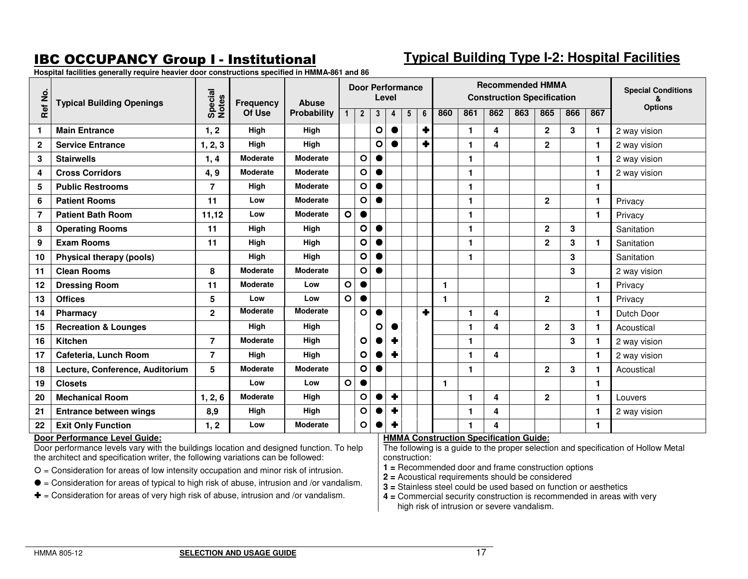# IBC OCCUPANCY Group I - Institutional

## Typical Building Type I-2: Hospital Facilities

**Hospital facilities generally require heavier door constructions specified in HMMA-861 and 86**

| Ref No. | Typical Building Openings | Special Notes | Frequency Of Use | Abuse Probability | Door Performance Level | | | | | | Recommended HMMA Construction Specification | | | | | | | Special Conditions & Options |
|---|---|---|---|---|---|---|---|---|---|---|---|---|---|---|---|---|---|---|
| | | | | | 1 | 2 | 3 | 4 | 5 | 6 | 860 | 861 | 862 | 863 | 865 | 866 | 867 | |
| 1 | **Main Entrance** | 1, 2 | High | High | | | ○ | ● | | ✚ | | 1 | 4 | | 2 | 3 | 1 | 2 way vision |
| 2 | **Service Entrance** | 1, 2, 3 | High | High | | | ○ | ● | | ✚ | | 1 | 4 | | 2 | | 1 | 2 way vision |
| 3 | **Stairwells** | 1, 4 | Moderate | Moderate | | ○ | ● | | | | | 1 | | | | | 1 | 2 way vision |
| 4 | **Cross Corridors** | 4, 9 | Moderate | Moderate | | ○ | ● | | | | | 1 | | | | | 1 | 2 way vision |
| 5 | **Public Restrooms** | 7 | High | Moderate | | ○ | ● | | | | | 1 | | | | | 1 | |
| 6 | **Patient Rooms** | 11 | Low | Moderate | | ○ | ● | | | | | 1 | | | 2 | | 1 | Privacy |
| 7 | **Patient Bath Room** | 11,12 | Low | Moderate | ○ | ● | | | | | | 1 | | | | | 1 | Privacy |
| 8 | **Operating Rooms** | 11 | High | High | | ○ | ● | | | | | 1 | | | 2 | 3 | | Sanitation |
| 9 | **Exam Rooms** | 11 | High | High | | ○ | ● | | | | | 1 | | | 2 | 3 | 1 | Sanitation |
| 10 | **Physical therapy (pools)** | | High | High | | ○ | ● | | | | | 1 | | | | 3 | | Sanitation |
| 11 | **Clean Rooms** | 8 | Moderate | Moderate | | ○ | ● | | | | | | | | | 3 | | 2 way vision |
| 12 | **Dressing Room** | 11 | Moderate | Low | ○ | ● | | | | | 1 | | | | | | 1 | Privacy |
| 13 | **Offices** | 5 | Low | Low | ○ | ● | | | | | 1 | | | | 2 | | 1 | Privacy |
| 14 | **Pharmacy** | 2 | Moderate | Moderate | | ○ | ● | | | ✚ | | 1 | 4 | | | | 1 | Dutch Door |
| 15 | **Recreation & Lounges** | | High | High | | | ○ | ● | | | | 1 | 4 | | 2 | 3 | 1 | Acoustical |
| 16 | **Kitchen** | 7 | Moderate | High | | ○ | ● | ✚ | | | | 1 | | | | 3 | 1 | 2 way vision |
| 17 | **Cafeteria, Lunch Room** | 7 | High | High | | ○ | ● | ✚ | | | | 1 | 4 | | | | 1 | 2 way vision |
| 18 | **Lecture, Conference, Auditorium** | 5 | Moderate | Moderate | | ○ | ● | | | | | 1 | | | 2 | 3 | 1 | Acoustical |
| 19 | **Closets** | | Low | Low | ○ | ● | | | | | 1 | | | | | | 1 | |
| 20 | **Mechanical Room** | 1, 2, 6 | Moderate | High | | ○ | ● | ✚ | | | | 1 | 4 | | 2 | | 1 | Louvers |
| 21 | **Entrance between wings** | 8,9 | High | High | | ○ | ● | ✚ | | | | 1 | 4 | | | | 1 | 2 way vision |
| 22 | **Exit Only Function** | 1, 2 | Low | Moderate | | ○ | ● | ✚ | | | | 1 | 4 | | | | 1 | |

**Door Performance Level Guide:**

Door performance levels vary with the buildings location and designed function. To help the architect and specification writer, the following variations can be followed:

○ = Consideration for areas of low intensity occupation and minor risk of intrusion.

● = Consideration for areas of typical to high risk of abuse, intrusion and /or vandalism.

✚ = Consideration for areas of very high risk of abuse, intrusion and /or vandalism.

**HMMA Construction Specification Guide:**

The following is a guide to the proper selection and specification of Hollow Metal construction:

**1 =** Recommended door and frame construction options
**2 =** Acoustical requirements should be considered
**3 =** Stainless steel could be used based on function or aesthetics
**4 =** Commercial security construction is recommended in areas with very high risk of intrusion or severe vandalism.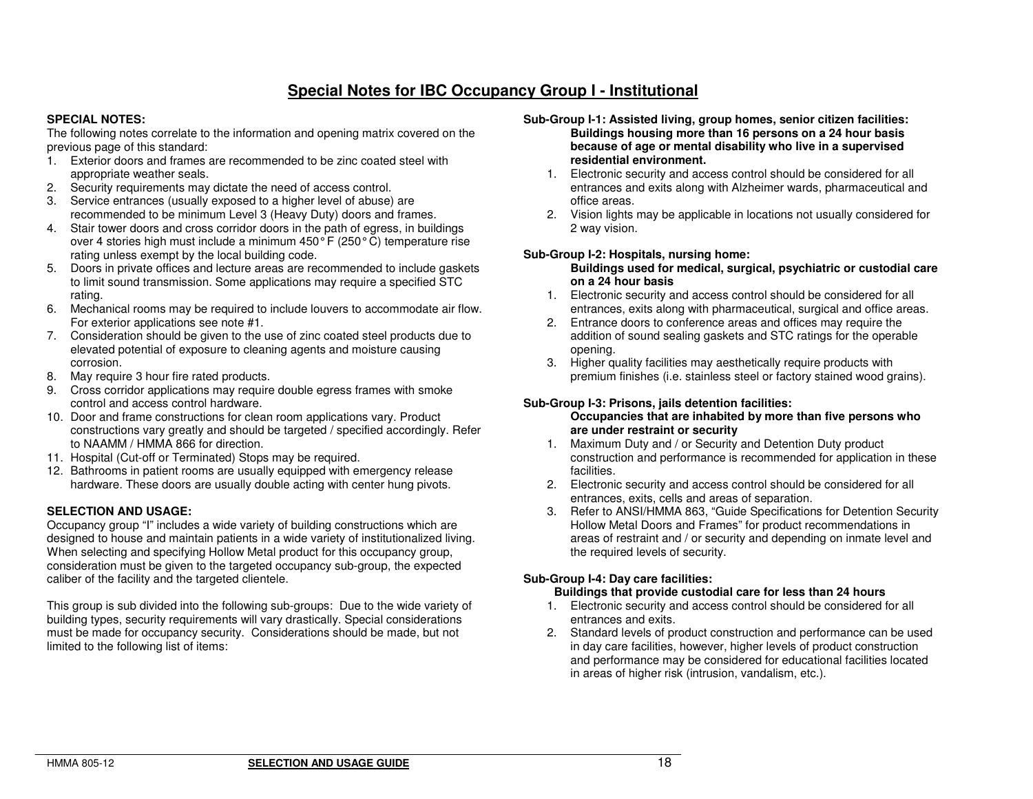## Special Notes for IBC Occupancy Group I - Institutional

**SPECIAL NOTES:**
The following notes correlate to the information and opening matrix covered on the previous page of this standard:

1. Exterior doors and frames are recommended to be zinc coated steel with appropriate weather seals.
2. Security requirements may dictate the need of access control.
3. Service entrances (usually exposed to a higher level of abuse) are recommended to be minimum Level 3 (Heavy Duty) doors and frames.
4. Stair tower doors and cross corridor doors in the path of egress, in buildings over 4 stories high must include a minimum 450° F (250° C) temperature rise rating unless exempt by the local building code.
5. Doors in private offices and lecture areas are recommended to include gaskets to limit sound transmission. Some applications may require a specified STC rating.
6. Mechanical rooms may be required to include louvers to accommodate air flow. For exterior applications see note #1.
7. Consideration should be given to the use of zinc coated steel products due to elevated potential of exposure to cleaning agents and moisture causing corrosion.
8. May require 3 hour fire rated products.
9. Cross corridor applications may require double egress frames with smoke control and access control hardware.
10. Door and frame constructions for clean room applications vary. Product constructions vary greatly and should be targeted / specified accordingly. Refer to NAAMM / HMMA 866 for direction.
11. Hospital (Cut-off or Terminated) Stops may be required.
12. Bathrooms in patient rooms are usually equipped with emergency release hardware. These doors are usually double acting with center hung pivots.

**SELECTION AND USAGE:**
Occupancy group "I" includes a wide variety of building constructions which are designed to house and maintain patients in a wide variety of institutionalized living. When selecting and specifying Hollow Metal product for this occupancy group, consideration must be given to the targeted occupancy sub-group, the expected caliber of the facility and the targeted clientele.

This group is sub divided into the following sub-groups: Due to the wide variety of building types, security requirements will vary drastically. Special considerations must be made for occupancy security. Considerations should be made, but not limited to the following list of items:

**Sub-Group I-1: Assisted living, group homes, senior citizen facilities:**
**Buildings housing more than 16 persons on a 24 hour basis because of age or mental disability who live in a supervised residential environment.**

1. Electronic security and access control should be considered for all entrances and exits along with Alzheimer wards, pharmaceutical and office areas.
2. Vision lights may be applicable in locations not usually considered for 2 way vision.

**Sub-Group I-2: Hospitals, nursing home:**
**Buildings used for medical, surgical, psychiatric or custodial care on a 24 hour basis**

1. Electronic security and access control should be considered for all entrances, exits along with pharmaceutical, surgical and office areas.
2. Entrance doors to conference areas and offices may require the addition of sound sealing gaskets and STC ratings for the operable opening.
3. Higher quality facilities may aesthetically require products with premium finishes (i.e. stainless steel or factory stained wood grains).

**Sub-Group I-3: Prisons, jails detention facilities:**
**Occupancies that are inhabited by more than five persons who are under restraint or security**

1. Maximum Duty and / or Security and Detention Duty product construction and performance is recommended for application in these facilities.
2. Electronic security and access control should be considered for all entrances, exits, cells and areas of separation.
3. Refer to ANSI/HMMA 863, "Guide Specifications for Detention Security Hollow Metal Doors and Frames" for product recommendations in areas of restraint and / or security and depending on inmate level and the required levels of security.

**Sub-Group I-4: Day care facilities:**
**Buildings that provide custodial care for less than 24 hours**

1. Electronic security and access control should be considered for all entrances and exits.
2. Standard levels of product construction and performance can be used in day care facilities, however, higher levels of product construction and performance may be considered for educational facilities located in areas of higher risk (intrusion, vandalism, etc.).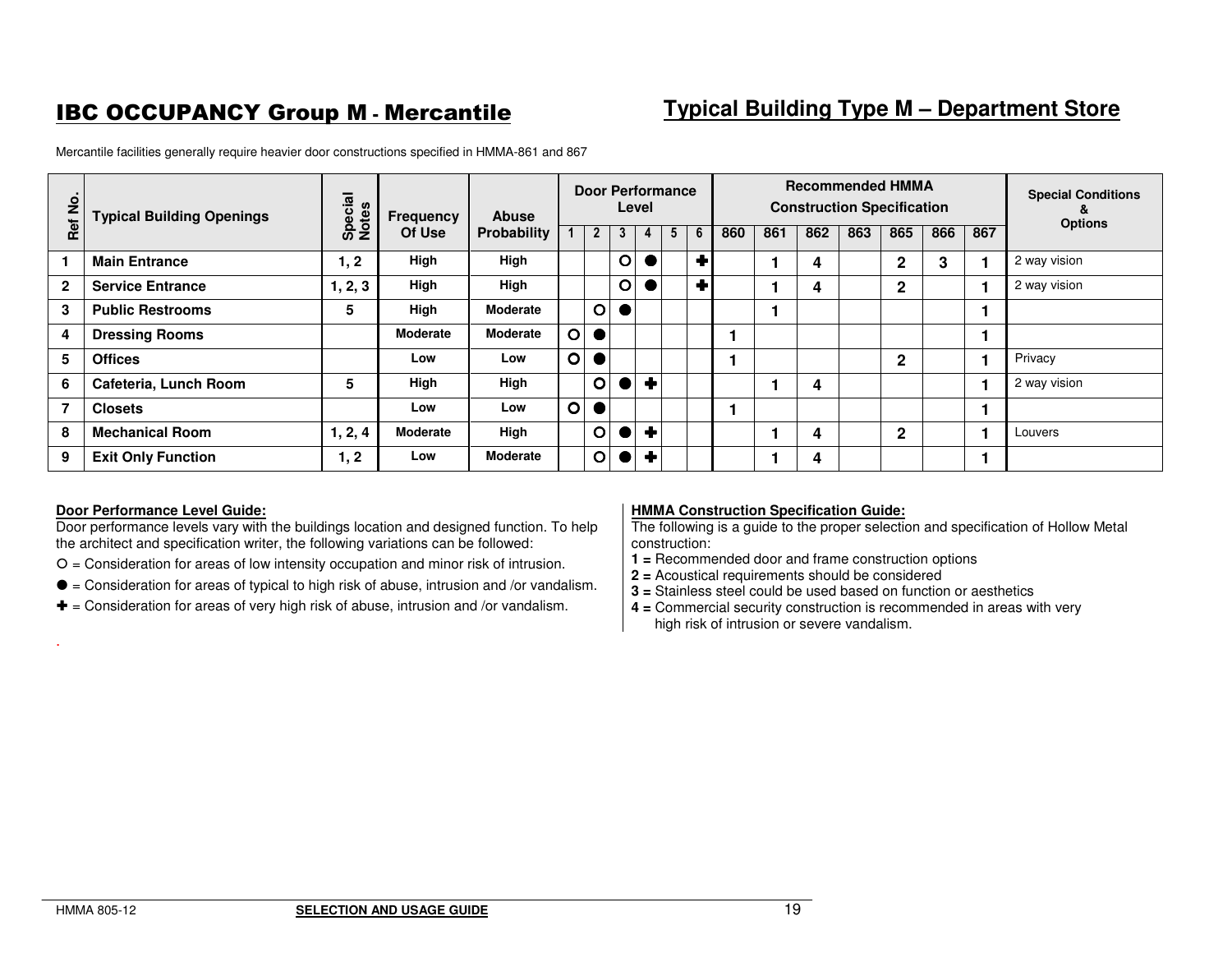# IBC OCCUPANCY Group M - Mercantile

## Typical Building Type M – Department Store

Mercantile facilities generally require heavier door constructions specified in HMMA-861 and 867

| Ref No. | Typical Building Openings | Special Notes | Frequency Of Use | Abuse Probability | Door Performance Level | | | | | | Recommended HMMA Construction Specification | | | | | | | Special Conditions & Options |
|---|---|---|---|---|---|---|---|---|---|---|---|---|---|---|---|---|---|---|
| | | | | | 1 | 2 | 3 | 4 | 5 | 6 | 860 | 861 | 862 | 863 | 865 | 866 | 867 | |
| 1 | Main Entrance | 1, 2 | High | High | | | ○ | ● | | ✚ | | 1 | 4 | | 2 | 3 | 1 | 2 way vision |
| 2 | Service Entrance | 1, 2, 3 | High | High | | | ○ | ● | | ✚ | | 1 | 4 | | 2 | | 1 | 2 way vision |
| 3 | Public Restrooms | 5 | High | Moderate | | ○ | ● | | | | | 1 | | | | | 1 | |
| 4 | Dressing Rooms | | Moderate | Moderate | ○ | ● | | | | | 1 | | | | | | 1 | |
| 5 | Offices | | Low | Low | ○ | ● | | | | | 1 | | | | 2 | | 1 | Privacy |
| 6 | Cafeteria, Lunch Room | 5 | High | High | | ○ | ● | ✚ | | | | 1 | 4 | | | | 1 | 2 way vision |
| 7 | Closets | | Low | Low | ○ | ● | | | | | 1 | | | | | | 1 | |
| 8 | Mechanical Room | 1, 2, 4 | Moderate | High | | ○ | ● | ✚ | | | | 1 | 4 | | 2 | | 1 | Louvers |
| 9 | Exit Only Function | 1, 2 | Low | Moderate | | ○ | ● | ✚ | | | | 1 | 4 | | | | 1 | |

**Door Performance Level Guide:**
Door performance levels vary with the buildings location and designed function. To help the architect and specification writer, the following variations can be followed:

○ = Consideration for areas of low intensity occupation and minor risk of intrusion.

● = Consideration for areas of typical to high risk of abuse, intrusion and /or vandalism.

✚ = Consideration for areas of very high risk of abuse, intrusion and /or vandalism.

**HMMA Construction Specification Guide:**
The following is a guide to the proper selection and specification of Hollow Metal construction:

**1 =** Recommended door and frame construction options
**2 =** Acoustical requirements should be considered
**3 =** Stainless steel could be used based on function or aesthetics
**4 =** Commercial security construction is recommended in areas with very high risk of intrusion or severe vandalism.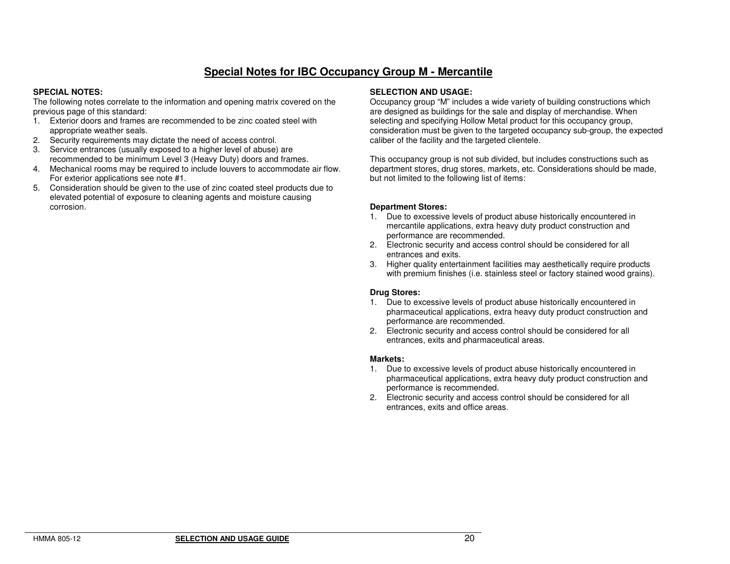# Special Notes for IBC Occupancy Group M - Mercantile

**SPECIAL NOTES:**

The following notes correlate to the information and opening matrix covered on the previous page of this standard:

1. Exterior doors and frames are recommended to be zinc coated steel with appropriate weather seals.
2. Security requirements may dictate the need of access control.
3. Service entrances (usually exposed to a higher level of abuse) are recommended to be minimum Level 3 (Heavy Duty) doors and frames.
4. Mechanical rooms may be required to include louvers to accommodate air flow. For exterior applications see note #1.
5. Consideration should be given to the use of zinc coated steel products due to elevated potential of exposure to cleaning agents and moisture causing corrosion.

**SELECTION AND USAGE:**

Occupancy group "M" includes a wide variety of building constructions which are designed as buildings for the sale and display of merchandise. When selecting and specifying Hollow Metal product for this occupancy group, consideration must be given to the targeted occupancy sub-group, the expected caliber of the facility and the targeted clientele.

This occupancy group is not sub divided, but includes constructions such as department stores, drug stores, markets, etc. Considerations should be made, but not limited to the following list of items:

**Department Stores:**

1. Due to excessive levels of product abuse historically encountered in mercantile applications, extra heavy duty product construction and performance are recommended.
2. Electronic security and access control should be considered for all entrances and exits.
3. Higher quality entertainment facilities may aesthetically require products with premium finishes (i.e. stainless steel or factory stained wood grains).

**Drug Stores:**

1. Due to excessive levels of product abuse historically encountered in pharmaceutical applications, extra heavy duty product construction and performance are recommended.
2. Electronic security and access control should be considered for all entrances, exits and pharmaceutical areas.

**Markets:**

1. Due to excessive levels of product abuse historically encountered in pharmaceutical applications, extra heavy duty product construction and performance is recommended.
2. Electronic security and access control should be considered for all entrances, exits and office areas.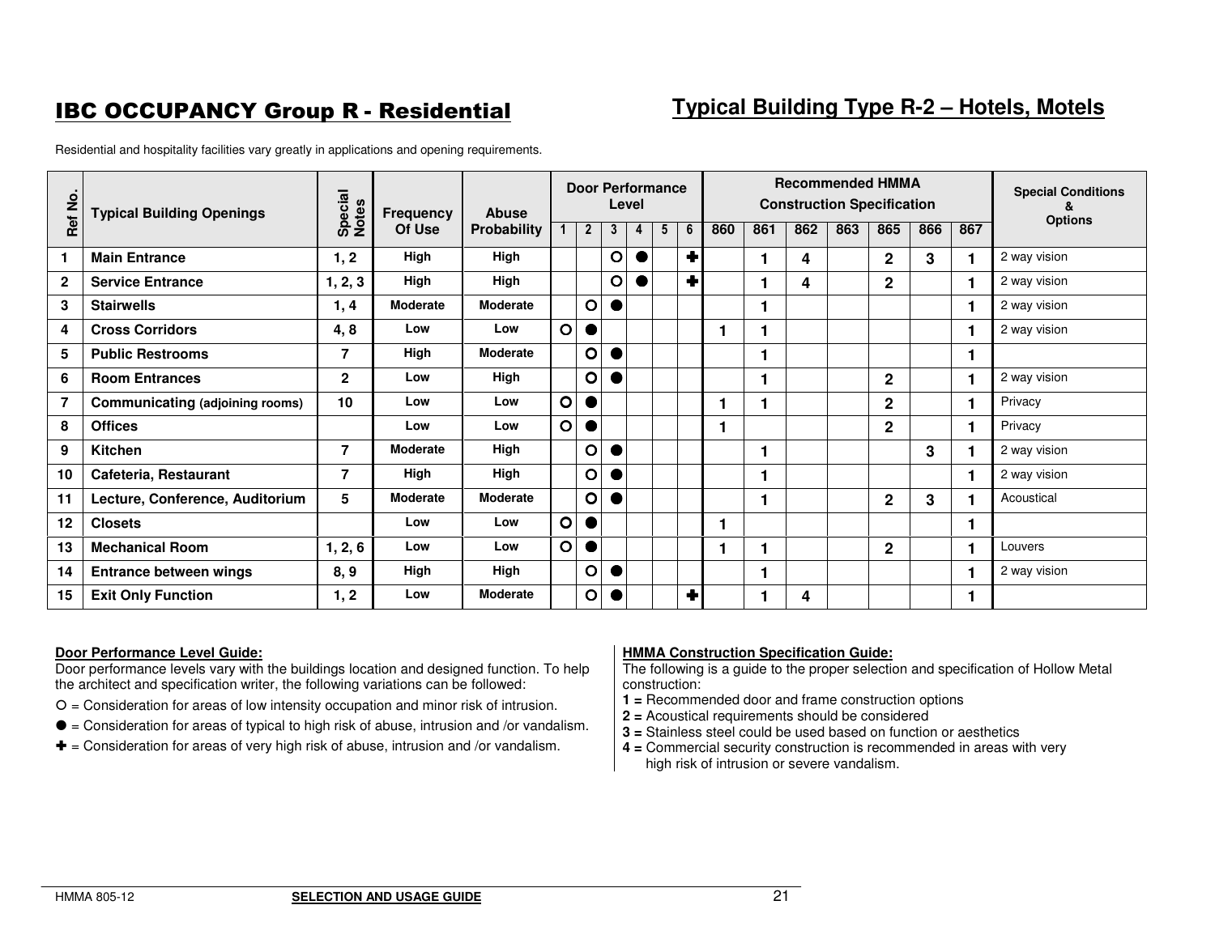# IBC OCCUPANCY Group R - Residential

## Typical Building Type R-2 – Hotels, Motels

Residential and hospitality facilities vary greatly in applications and opening requirements.

| Ref No. | Typical Building Openings | Special Notes | Frequency Of Use | Abuse Probability | Door Performance Level | | | | | | Recommended HMMA Construction Specification | | | | | | | Special Conditions & Options |
|---|---|---|---|---|---|---|---|---|---|---|---|---|---|---|---|---|---|---|
| | | | | | 1 | 2 | 3 | 4 | 5 | 6 | 860 | 861 | 862 | 863 | 865 | 866 | 867 | |
| 1 | Main Entrance | 1, 2 | High | High | | | ○ | ● | | ✚ | | 1 | 4 | | 2 | 3 | 1 | 2 way vision |
| 2 | Service Entrance | 1, 2, 3 | High | High | | | ○ | ● | | ✚ | | 1 | 4 | | 2 | | 1 | 2 way vision |
| 3 | Stairwells | 1, 4 | Moderate | Moderate | | ○ | ● | | | | | 1 | | | | | 1 | 2 way vision |
| 4 | Cross Corridors | 4, 8 | Low | Low | ○ | ● | | | | | 1 | 1 | | | | | 1 | 2 way vision |
| 5 | Public Restrooms | 7 | High | Moderate | | ○ | ● | | | | | 1 | | | | | 1 | |
| 6 | Room Entrances | 2 | Low | High | | ○ | ● | | | | | 1 | | | 2 | | 1 | 2 way vision |
| 7 | Communicating (adjoining rooms) | 10 | Low | Low | ○ | ● | | | | | 1 | 1 | | | 2 | | 1 | Privacy |
| 8 | Offices | | Low | Low | ○ | ● | | | | | 1 | | | | 2 | | 1 | Privacy |
| 9 | Kitchen | 7 | Moderate | High | | ○ | ● | | | | | 1 | | | | 3 | 1 | 2 way vision |
| 10 | Cafeteria, Restaurant | 7 | High | High | | ○ | ● | | | | | 1 | | | | | 1 | 2 way vision |
| 11 | Lecture, Conference, Auditorium | 5 | Moderate | Moderate | | ○ | ● | | | | | 1 | | | 2 | 3 | 1 | Acoustical |
| 12 | Closets | | Low | Low | ○ | ● | | | | | 1 | | | | | | 1 | |
| 13 | Mechanical Room | 1, 2, 6 | Low | Low | ○ | ● | | | | | 1 | 1 | | | 2 | | 1 | Louvers |
| 14 | Entrance between wings | 8, 9 | High | High | | ○ | ● | | | | | 1 | | | | | 1 | 2 way vision |
| 15 | Exit Only Function | 1, 2 | Low | Moderate | | ○ | ● | | | ✚ | | 1 | 4 | | | | 1 | |

**Door Performance Level Guide:**
Door performance levels vary with the buildings location and designed function. To help the architect and specification writer, the following variations can be followed:

○ = Consideration for areas of low intensity occupation and minor risk of intrusion.

● = Consideration for areas of typical to high risk of abuse, intrusion and /or vandalism.

✚ = Consideration for areas of very high risk of abuse, intrusion and /or vandalism.

**HMMA Construction Specification Guide:**
The following is a guide to the proper selection and specification of Hollow Metal construction:

**1 =** Recommended door and frame construction options
**2 =** Acoustical requirements should be considered
**3 =** Stainless steel could be used based on function or aesthetics
**4 =** Commercial security construction is recommended in areas with very high risk of intrusion or severe vandalism.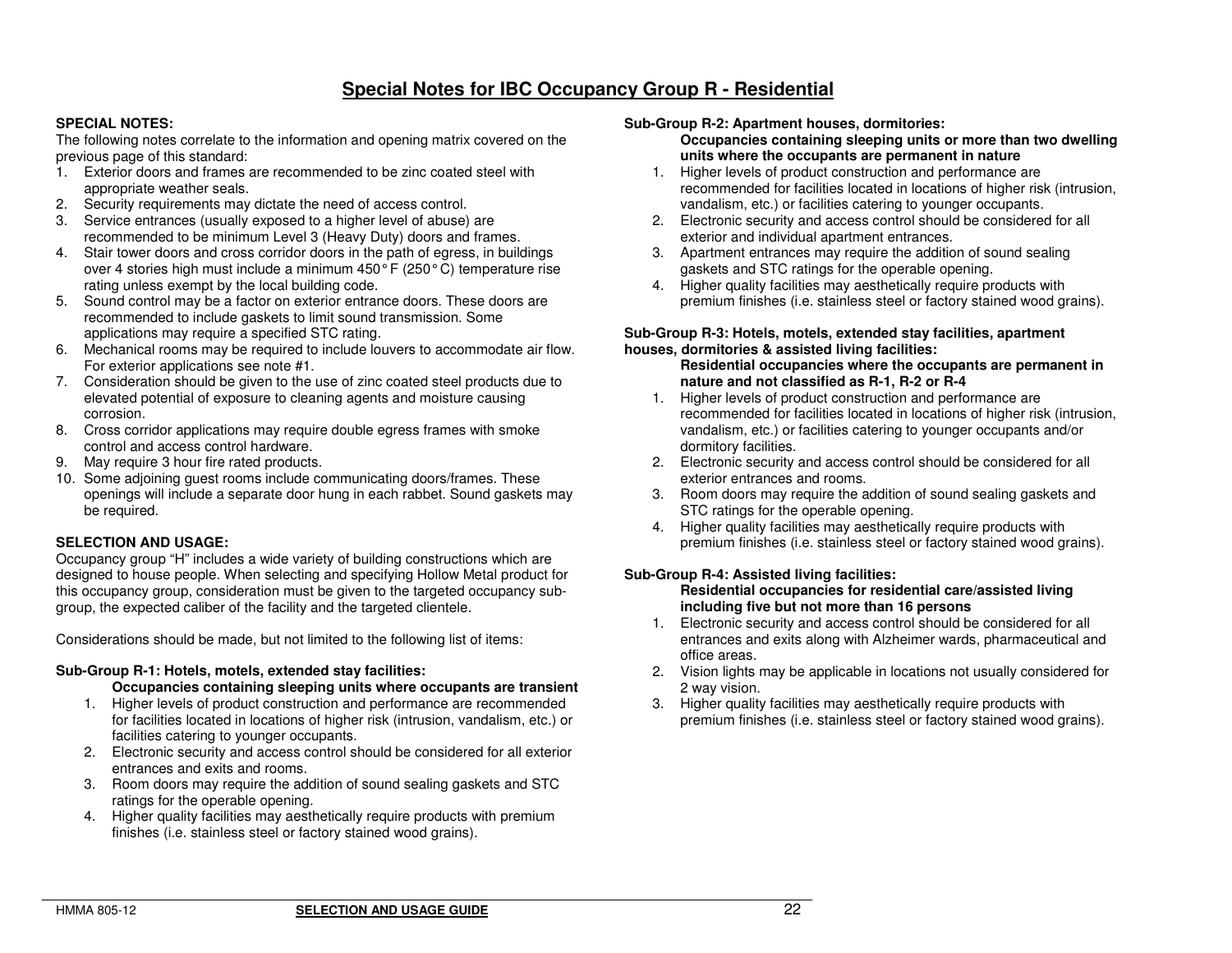## Special Notes for IBC Occupancy Group R - Residential

**SPECIAL NOTES:**

The following notes correlate to the information and opening matrix covered on the previous page of this standard:

1. Exterior doors and frames are recommended to be zinc coated steel with appropriate weather seals.
2. Security requirements may dictate the need of access control.
3. Service entrances (usually exposed to a higher level of abuse) are recommended to be minimum Level 3 (Heavy Duty) doors and frames.
4. Stair tower doors and cross corridor doors in the path of egress, in buildings over 4 stories high must include a minimum 450° F (250° C) temperature rise rating unless exempt by the local building code.
5. Sound control may be a factor on exterior entrance doors. These doors are recommended to include gaskets to limit sound transmission. Some applications may require a specified STC rating.
6. Mechanical rooms may be required to include louvers to accommodate air flow. For exterior applications see note #1.
7. Consideration should be given to the use of zinc coated steel products due to elevated potential of exposure to cleaning agents and moisture causing corrosion.
8. Cross corridor applications may require double egress frames with smoke control and access control hardware.
9. May require 3 hour fire rated products.
10. Some adjoining guest rooms include communicating doors/frames. These openings will include a separate door hung in each rabbet. Sound gaskets may be required.

**SELECTION AND USAGE:**

Occupancy group "H" includes a wide variety of building constructions which are designed to house people. When selecting and specifying Hollow Metal product for this occupancy group, consideration must be given to the targeted occupancy sub-group, the expected caliber of the facility and the targeted clientele.

Considerations should be made, but not limited to the following list of items:

**Sub-Group R-1: Hotels, motels, extended stay facilities:**

**Occupancies containing sleeping units where occupants are transient**

1. Higher levels of product construction and performance are recommended for facilities located in locations of higher risk (intrusion, vandalism, etc.) or facilities catering to younger occupants.
2. Electronic security and access control should be considered for all exterior entrances and exits and rooms.
3. Room doors may require the addition of sound sealing gaskets and STC ratings for the operable opening.
4. Higher quality facilities may aesthetically require products with premium finishes (i.e. stainless steel or factory stained wood grains).

**Sub-Group R-2: Apartment houses, dormitories:**

**Occupancies containing sleeping units or more than two dwelling units where the occupants are permanent in nature**

1. Higher levels of product construction and performance are recommended for facilities located in locations of higher risk (intrusion, vandalism, etc.) or facilities catering to younger occupants.
2. Electronic security and access control should be considered for all exterior and individual apartment entrances.
3. Apartment entrances may require the addition of sound sealing gaskets and STC ratings for the operable opening.
4. Higher quality facilities may aesthetically require products with premium finishes (i.e. stainless steel or factory stained wood grains).

**Sub-Group R-3: Hotels, motels, extended stay facilities, apartment houses, dormitories & assisted living facilities:**

**Residential occupancies where the occupants are permanent in nature and not classified as R-1, R-2 or R-4**

1. Higher levels of product construction and performance are recommended for facilities located in locations of higher risk (intrusion, vandalism, etc.) or facilities catering to younger occupants and/or dormitory facilities.
2. Electronic security and access control should be considered for all exterior entrances and rooms.
3. Room doors may require the addition of sound sealing gaskets and STC ratings for the operable opening.
4. Higher quality facilities may aesthetically require products with premium finishes (i.e. stainless steel or factory stained wood grains).

**Sub-Group R-4: Assisted living facilities:**

**Residential occupancies for residential care/assisted living including five but not more than 16 persons**

1. Electronic security and access control should be considered for all entrances and exits along with Alzheimer wards, pharmaceutical and office areas.
2. Vision lights may be applicable in locations not usually considered for 2 way vision.
3. Higher quality facilities may aesthetically require products with premium finishes (i.e. stainless steel or factory stained wood grains).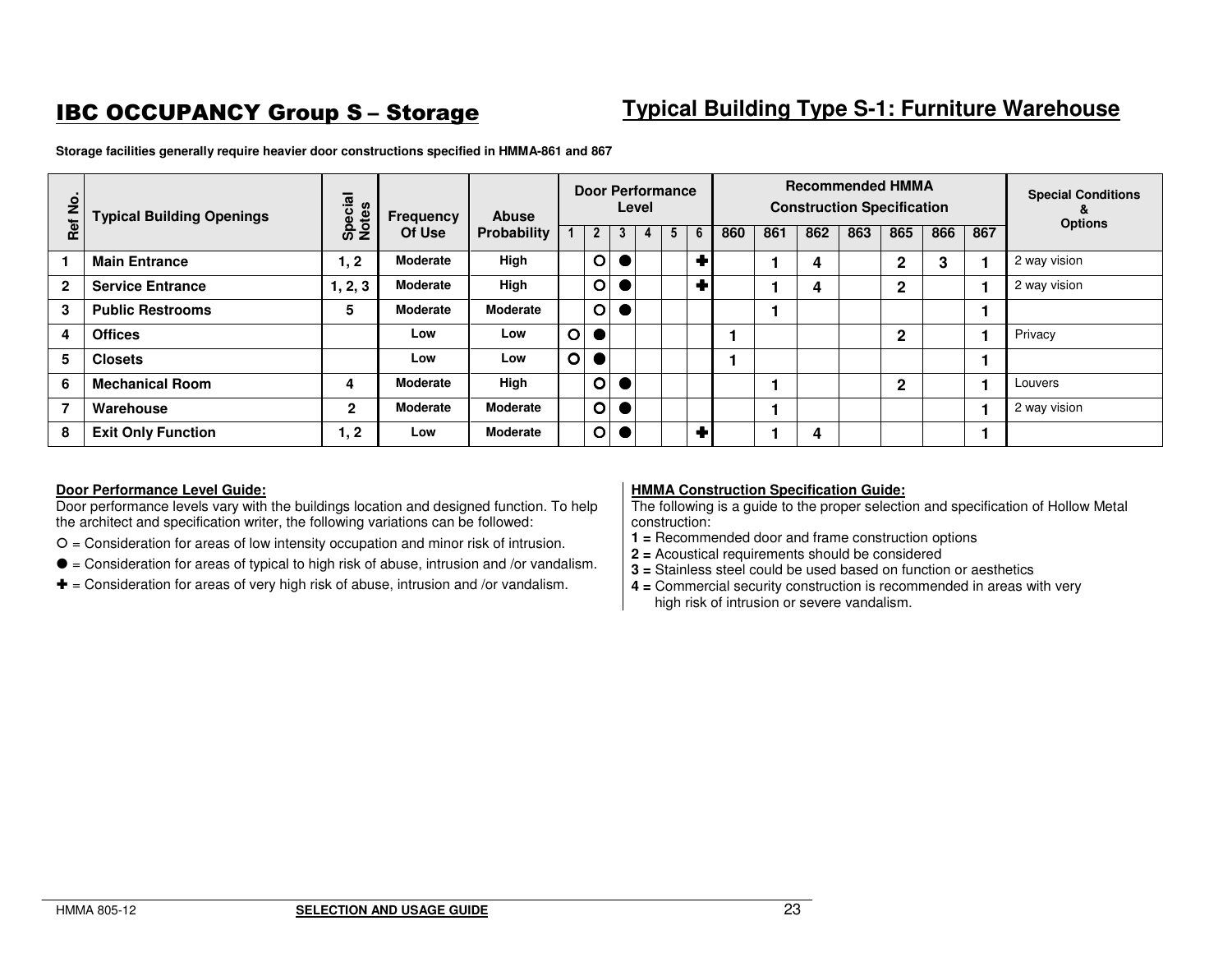# IBC OCCUPANCY Group S – Storage

## Typical Building Type S-1: Furniture Warehouse

**Storage facilities generally require heavier door constructions specified in HMMA-861 and 867**

| Ref No. | Typical Building Openings | Special Notes | Frequency Of Use | Abuse Probability | Door Performance Level | | | | | | Recommended HMMA Construction Specification | | | | | | | Special Conditions & Options |
|---|---|---|---|---|---|---|---|---|---|---|---|---|---|---|---|---|---|---|
| | | | | | 1 | 2 | 3 | 4 | 5 | 6 | 860 | 861 | 862 | 863 | 865 | 866 | 867 | |
| 1 | **Main Entrance** | 1, 2 | Moderate | High | | ○ | ● | | | ✚ | | 1 | 4 | | 2 | 3 | 1 | 2 way vision |
| 2 | **Service Entrance** | 1, 2, 3 | Moderate | High | | ○ | ● | | | ✚ | | 1 | 4 | | 2 | | 1 | 2 way vision |
| 3 | **Public Restrooms** | 5 | Moderate | Moderate | | ○ | ● | | | | | 1 | | | | | 1 | |
| 4 | **Offices** | | Low | Low | ○ | ● | | | | | 1 | | | | 2 | | 1 | Privacy |
| 5 | **Closets** | | Low | Low | ○ | ● | | | | | 1 | | | | | | 1 | |
| 6 | **Mechanical Room** | 4 | Moderate | High | | ○ | ● | | | | | 1 | | | 2 | | 1 | Louvers |
| 7 | **Warehouse** | 2 | Moderate | Moderate | | ○ | ● | | | | | 1 | | | | | 1 | 2 way vision |
| 8 | **Exit Only Function** | 1, 2 | Low | Moderate | | ○ | ● | | | ✚ | | 1 | 4 | | | | 1 | |

**Door Performance Level Guide:**
Door performance levels vary with the buildings location and designed function. To help the architect and specification writer, the following variations can be followed:

○ = Consideration for areas of low intensity occupation and minor risk of intrusion.

● = Consideration for areas of typical to high risk of abuse, intrusion and /or vandalism.

✚ = Consideration for areas of very high risk of abuse, intrusion and /or vandalism.

**HMMA Construction Specification Guide:**
The following is a guide to the proper selection and specification of Hollow Metal construction:

**1 =** Recommended door and frame construction options
**2 =** Acoustical requirements should be considered
**3 =** Stainless steel could be used based on function or aesthetics
**4 =** Commercial security construction is recommended in areas with very high risk of intrusion or severe vandalism.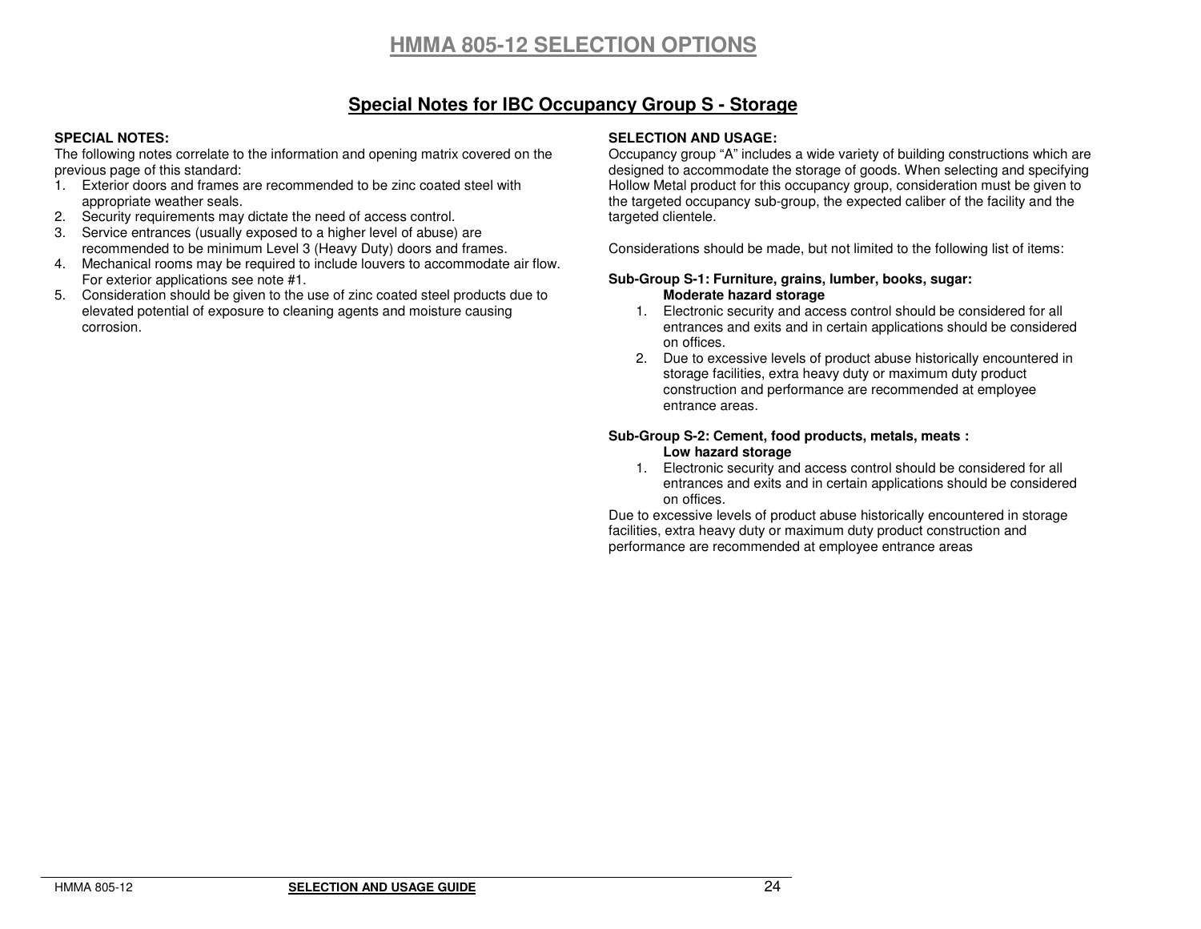# HMMA 805-12 SELECTION OPTIONS

## Special Notes for IBC Occupancy Group S - Storage

**SPECIAL NOTES:**
The following notes correlate to the information and opening matrix covered on the previous page of this standard:

1. Exterior doors and frames are recommended to be zinc coated steel with appropriate weather seals.
2. Security requirements may dictate the need of access control.
3. Service entrances (usually exposed to a higher level of abuse) are recommended to be minimum Level 3 (Heavy Duty) doors and frames.
4. Mechanical rooms may be required to include louvers to accommodate air flow. For exterior applications see note #1.
5. Consideration should be given to the use of zinc coated steel products due to elevated potential of exposure to cleaning agents and moisture causing corrosion.

**SELECTION AND USAGE:**
Occupancy group "A" includes a wide variety of building constructions which are designed to accommodate the storage of goods. When selecting and specifying Hollow Metal product for this occupancy group, consideration must be given to the targeted occupancy sub-group, the expected caliber of the facility and the targeted clientele.

Considerations should be made, but not limited to the following list of items:

**Sub-Group S-1: Furniture, grains, lumber, books, sugar:**
**Moderate hazard storage**

1. Electronic security and access control should be considered for all entrances and exits and in certain applications should be considered on offices.
2. Due to excessive levels of product abuse historically encountered in storage facilities, extra heavy duty or maximum duty product construction and performance are recommended at employee entrance areas.

**Sub-Group S-2: Cement, food products, metals, meats :**
**Low hazard storage**

1. Electronic security and access control should be considered for all entrances and exits and in certain applications should be considered on offices.

Due to excessive levels of product abuse historically encountered in storage facilities, extra heavy duty or maximum duty product construction and performance are recommended at employee entrance areas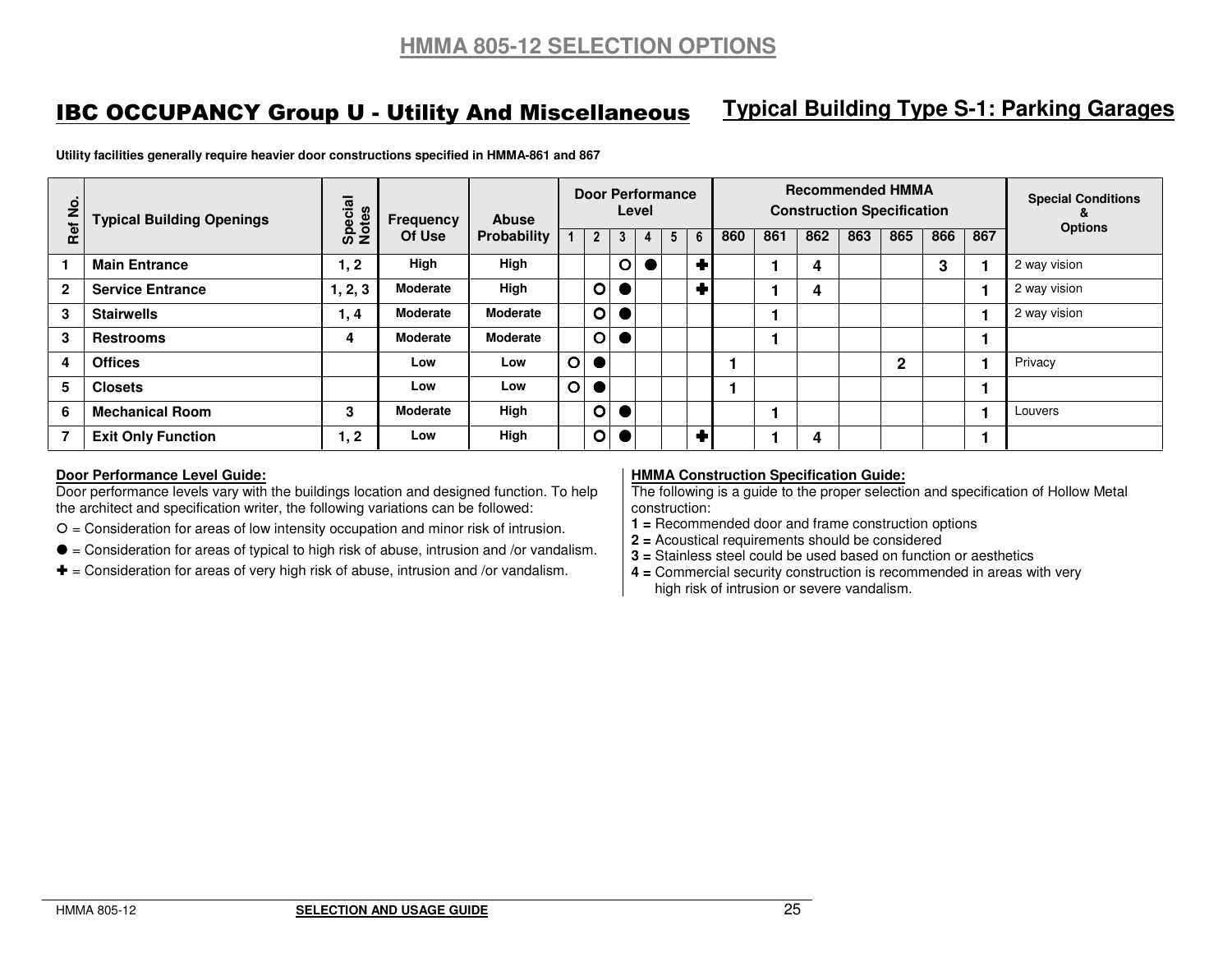# HMMA 805-12 SELECTION OPTIONS

## IBC OCCUPANCY Group U - Utility And Miscellaneous

## Typical Building Type S-1: Parking Garages

**Utility facilities generally require heavier door constructions specified in HMMA-861 and 867**

| Ref No. | Typical Building Openings | Special Notes | Frequency Of Use | Abuse Probability | Door Performance Level | | | | | | Recommended HMMA Construction Specification | | | | | | | Special Conditions & Options |
|---|---|---|---|---|---|---|---|---|---|---|---|---|---|---|---|---|---|---|
| | | | | | 1 | 2 | 3 | 4 | 5 | 6 | 860 | 861 | 862 | 863 | 865 | 866 | 867 | |
| 1 | **Main Entrance** | 1, 2 | High | High | | | ○ | ● | | ✚ | | 1 | 4 | | | 3 | 1 | 2 way vision |
| 2 | **Service Entrance** | 1, 2, 3 | Moderate | High | | ○ | ● | | | ✚ | | 1 | 4 | | | | 1 | 2 way vision |
| 3 | **Stairwells** | 1, 4 | Moderate | Moderate | | ○ | ● | | | | | 1 | | | | | 1 | 2 way vision |
| 3 | **Restrooms** | 4 | Moderate | Moderate | | ○ | ● | | | | | 1 | | | | | 1 | |
| 4 | **Offices** | | Low | Low | ○ | ● | | | | | 1 | | | | 2 | | 1 | Privacy |
| 5 | **Closets** | | Low | Low | ○ | ● | | | | | 1 | | | | | | 1 | |
| 6 | **Mechanical Room** | 3 | Moderate | High | | ○ | ● | | | | | 1 | | | | | 1 | Louvers |
| 7 | **Exit Only Function** | 1, 2 | Low | High | | ○ | ● | | | ✚ | | 1 | 4 | | | | 1 | |

**Door Performance Level Guide:**

Door performance levels vary with the buildings location and designed function. To help the architect and specification writer, the following variations can be followed:

○ = Consideration for areas of low intensity occupation and minor risk of intrusion.

● = Consideration for areas of typical to high risk of abuse, intrusion and /or vandalism.

✚ = Consideration for areas of very high risk of abuse, intrusion and /or vandalism.

**HMMA Construction Specification Guide:**

The following is a guide to the proper selection and specification of Hollow Metal construction:

**1 =** Recommended door and frame construction options
**2 =** Acoustical requirements should be considered
**3 =** Stainless steel could be used based on function or aesthetics
**4 =** Commercial security construction is recommended in areas with very high risk of intrusion or severe vandalism.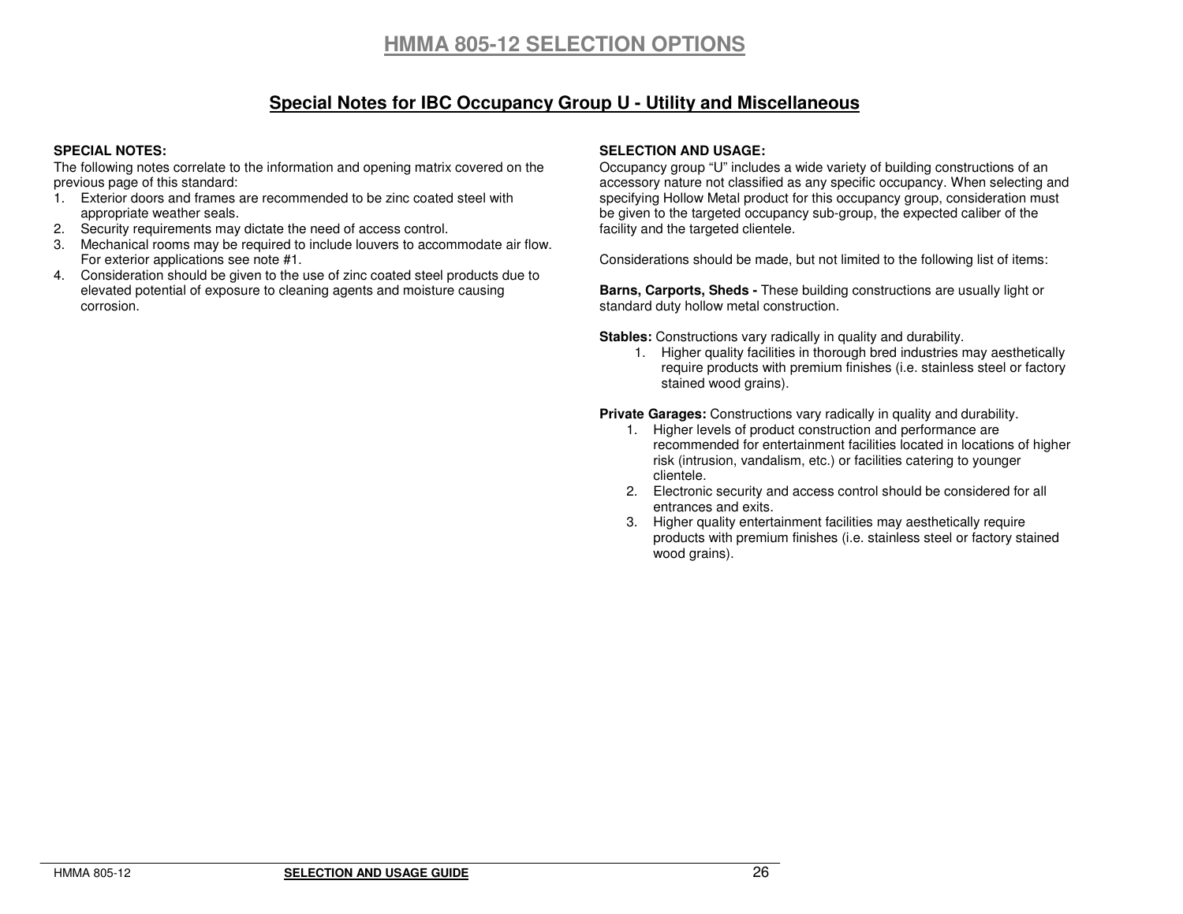# HMMA 805-12 SELECTION OPTIONS

## Special Notes for IBC Occupancy Group U - Utility and Miscellaneous

**SPECIAL NOTES:**

The following notes correlate to the information and opening matrix covered on the previous page of this standard:

1. Exterior doors and frames are recommended to be zinc coated steel with appropriate weather seals.
2. Security requirements may dictate the need of access control.
3. Mechanical rooms may be required to include louvers to accommodate air flow. For exterior applications see note #1.
4. Consideration should be given to the use of zinc coated steel products due to elevated potential of exposure to cleaning agents and moisture causing corrosion.

**SELECTION AND USAGE:**

Occupancy group "U" includes a wide variety of building constructions of an accessory nature not classified as any specific occupancy. When selecting and specifying Hollow Metal product for this occupancy group, consideration must be given to the targeted occupancy sub-group, the expected caliber of the facility and the targeted clientele.

Considerations should be made, but not limited to the following list of items:

**Barns, Carports, Sheds -** These building constructions are usually light or standard duty hollow metal construction.

**Stables:** Constructions vary radically in quality and durability.

1. Higher quality facilities in thorough bred industries may aesthetically require products with premium finishes (i.e. stainless steel or factory stained wood grains).

**Private Garages:** Constructions vary radically in quality and durability.

1. Higher levels of product construction and performance are recommended for entertainment facilities located in locations of higher risk (intrusion, vandalism, etc.) or facilities catering to younger clientele.
2. Electronic security and access control should be considered for all entrances and exits.
3. Higher quality entertainment facilities may aesthetically require products with premium finishes (i.e. stainless steel or factory stained wood grains).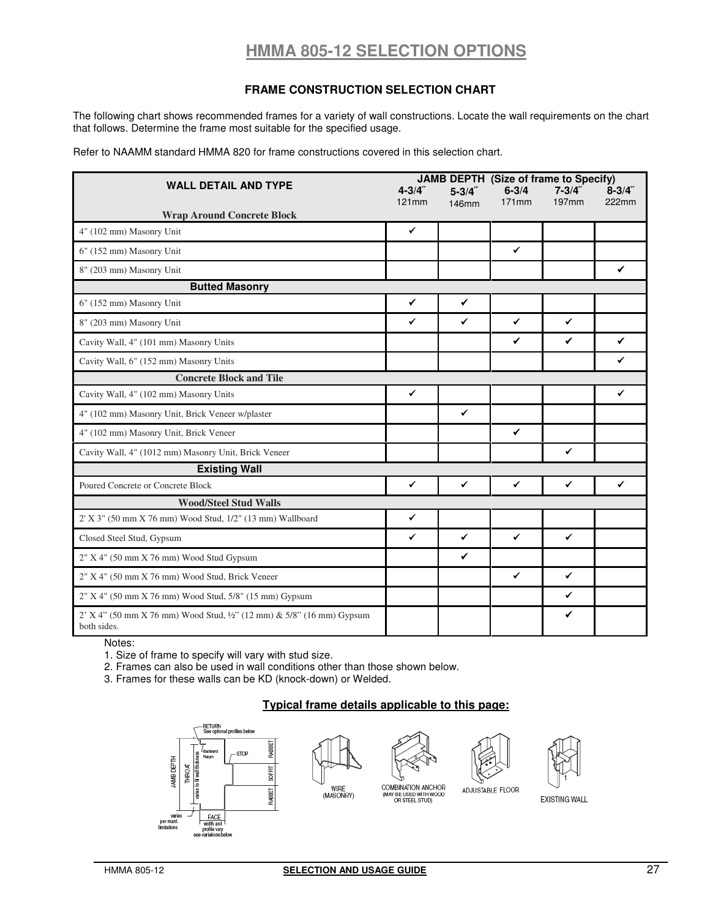# HMMA 805-12 SELECTION OPTIONS

### FRAME CONSTRUCTION SELECTION CHART

The following chart shows recommended frames for a variety of wall constructions. Locate the wall requirements on the chart that follows. Determine the frame most suitable for the specified usage.

Refer to NAAMM standard HMMA 820 for frame constructions covered in this selection chart.

| WALL DETAIL AND TYPE | JAMB DEPTH (Size of frame to Specify) | | | | |
|---|---|---|---|---|---|
| | 4-3/4˝ 121mm | 5-3/4˝ 146mm | 6-3/4 171mm | 7-3/4˝ 197mm | 8-3/4˝ 222mm |
| **Wrap Around Concrete Block** | | | | | |
| 4" (102 mm) Masonry Unit | ✔ | | | | |
| 6" (152 mm) Masonry Unit | | | ✔ | | |
| 8" (203 mm) Masonry Unit | | | | | ✔ |
| **Butted Masonry** | | | | | |
| 6" (152 mm) Masonry Unit | ✔ | ✔ | | | |
| 8" (203 mm) Masonry Unit | ✔ | ✔ | ✔ | ✔ | |
| Cavity Wall, 4" (101 mm) Masonry Units | | | ✔ | ✔ | ✔ |
| Cavity Wall, 6" (152 mm) Masonry Units | | | | | ✔ |
| **Concrete Block and Tile** | | | | | |
| Cavity Wall, 4" (102 mm) Masonry Units | ✔ | | | | ✔ |
| 4" (102 mm) Masonry Unit, Brick Veneer w/plaster | | ✔ | | | |
| 4" (102 mm) Masonry Unit, Brick Veneer | | | ✔ | | |
| Cavity Wall, 4" (1012 mm) Masonry Unit, Brick Veneer | | | | ✔ | |
| **Existing Wall** | | | | | |
| Poured Concrete or Concrete Block | ✔ | ✔ | ✔ | ✔ | ✔ |
| **Wood/Steel Stud Walls** | | | | | |
| 2' X 3" (50 mm X 76 mm) Wood Stud, 1/2" (13 mm) Wallboard | ✔ | | | | |
| Closed Steel Stud, Gypsum | ✔ | ✔ | ✔ | ✔ | |
| 2" X 4" (50 mm X 76 mm) Wood Stud Gypsum | | ✔ | | | |
| 2" X 4" (50 mm X 76 mm) Wood Stud, Brick Veneer | | | ✔ | ✔ | |
| 2" X 4" (50 mm X 76 mm) Wood Stud, 5/8" (15 mm) Gypsum | | | | ✔ | |
| 2' X 4" (50 mm X 76 mm) Wood Stud, ½" (12 mm) & 5/8" (16 mm) Gypsum both sides. | | | | ✔ | |

Notes:

1. Size of frame to specify will vary with stud size.
2. Frames can also be used in wall conditions other than those shown below.
3. Frames for these walls can be KD (knock-down) or Welded.

**Typical frame details applicable to this page:**

RETURN See optional profiles below; Backbend Return; STOP; RABBET; SOFFIT; RABBET; JAMB DEPTH; THROAT; varies to fit wall thickness; varies per manf. limitations; FACE width and profile vary see variations below

WIRE (MASONRY) · COMBINATION ANCHOR (MAY BE USED WITH WOOD OR STEEL STUD) · ADJUSTABLE FLOOR · EXISTING WALL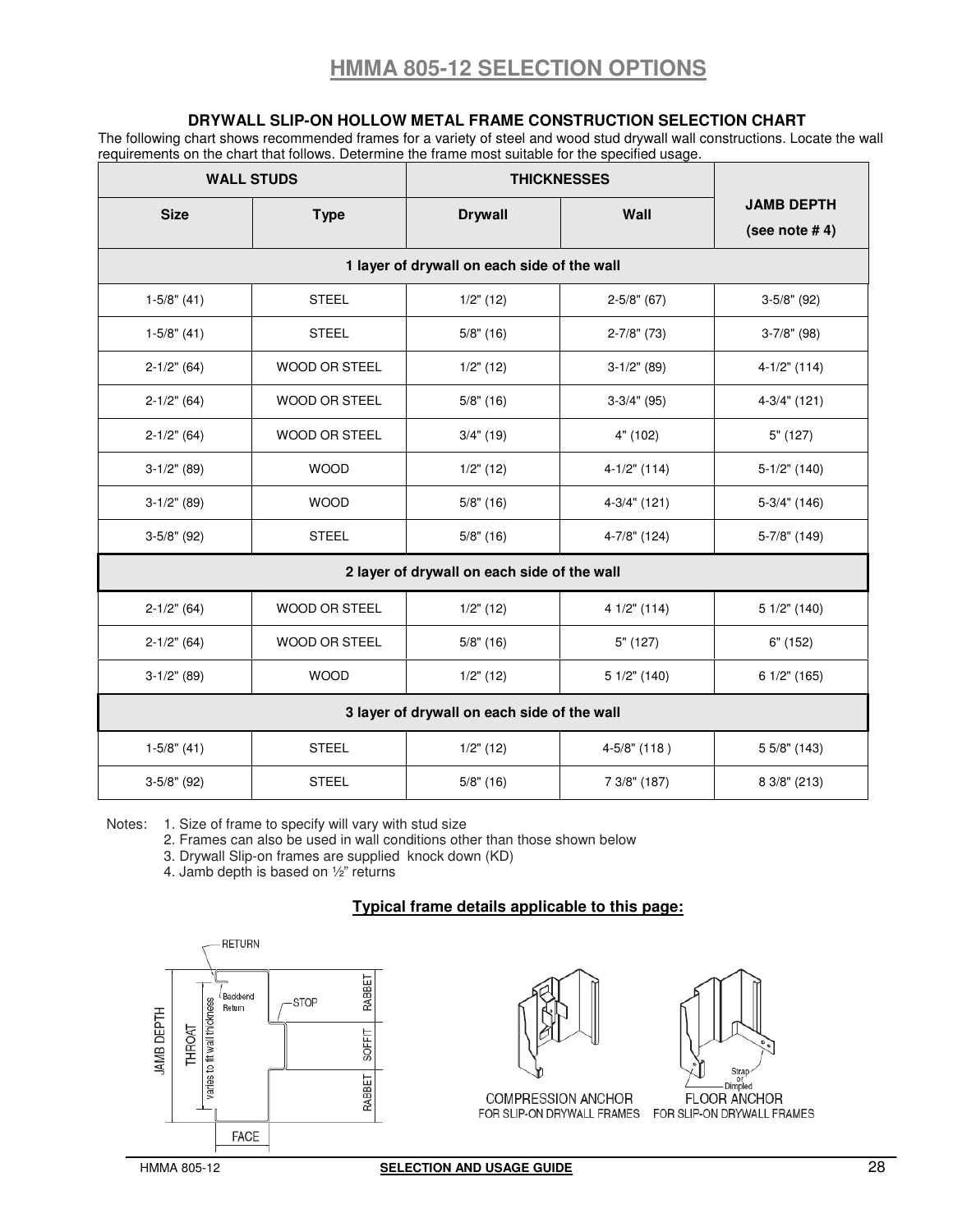# HMMA 805-12 SELECTION OPTIONS

### DRYWALL SLIP-ON HOLLOW METAL FRAME CONSTRUCTION SELECTION CHART

The following chart shows recommended frames for a variety of steel and wood stud drywall wall constructions. Locate the wall requirements on the chart that follows. Determine the frame most suitable for the specified usage.

| WALL STUDS | | THICKNESSES | | JAMB DEPTH (see note # 4) |
|---|---|---|---|---|
| **Size** | **Type** | **Drywall** | **Wall** | |
| **1 layer of drywall on each side of the wall** | | | | |
| 1-5/8" (41) | STEEL | 1/2" (12) | 2-5/8" (67) | 3-5/8" (92) |
| 1-5/8" (41) | STEEL | 5/8" (16) | 2-7/8" (73) | 3-7/8" (98) |
| 2-1/2" (64) | WOOD OR STEEL | 1/2" (12) | 3-1/2" (89) | 4-1/2" (114) |
| 2-1/2" (64) | WOOD OR STEEL | 5/8" (16) | 3-3/4" (95) | 4-3/4" (121) |
| 2-1/2" (64) | WOOD OR STEEL | 3/4" (19) | 4" (102) | 5" (127) |
| 3-1/2" (89) | WOOD | 1/2" (12) | 4-1/2" (114) | 5-1/2" (140) |
| 3-1/2" (89) | WOOD | 5/8" (16) | 4-3/4" (121) | 5-3/4" (146) |
| 3-5/8" (92) | STEEL | 5/8" (16) | 4-7/8" (124) | 5-7/8" (149) |
| **2 layer of drywall on each side of the wall** | | | | |
| 2-1/2" (64) | WOOD OR STEEL | 1/2" (12) | 4 1/2" (114) | 5 1/2" (140) |
| 2-1/2" (64) | WOOD OR STEEL | 5/8" (16) | 5" (127) | 6" (152) |
| 3-1/2" (89) | WOOD | 1/2" (12) | 5 1/2" (140) | 6 1/2" (165) |
| **3 layer of drywall on each side of the wall** | | | | |
| 1-5/8" (41) | STEEL | 1/2" (12) | 4-5/8" (118 ) | 5 5/8" (143) |
| 3-5/8" (92) | STEEL | 5/8" (16) | 7 3/8" (187) | 8 3/8" (213) |

Notes:
1. Size of frame to specify will vary with stud size
2. Frames can also be used in wall conditions other than those shown below
3. Drywall Slip-on frames are supplied knock down (KD)
4. Jamb depth is based on ½" returns

**Typical frame details applicable to this page:**

RETURN, Backbend Return, STOP, RABBET, SOFFIT, RABBET, JAMB DEPTH, THROAT, varies to fit wall thickness, FACE

COMPRESSION ANCHOR FOR SLIP-ON DRYWALL FRAMES

FLOOR ANCHOR FOR SLIP-ON DRYWALL FRAMES (Strap or Dimpled)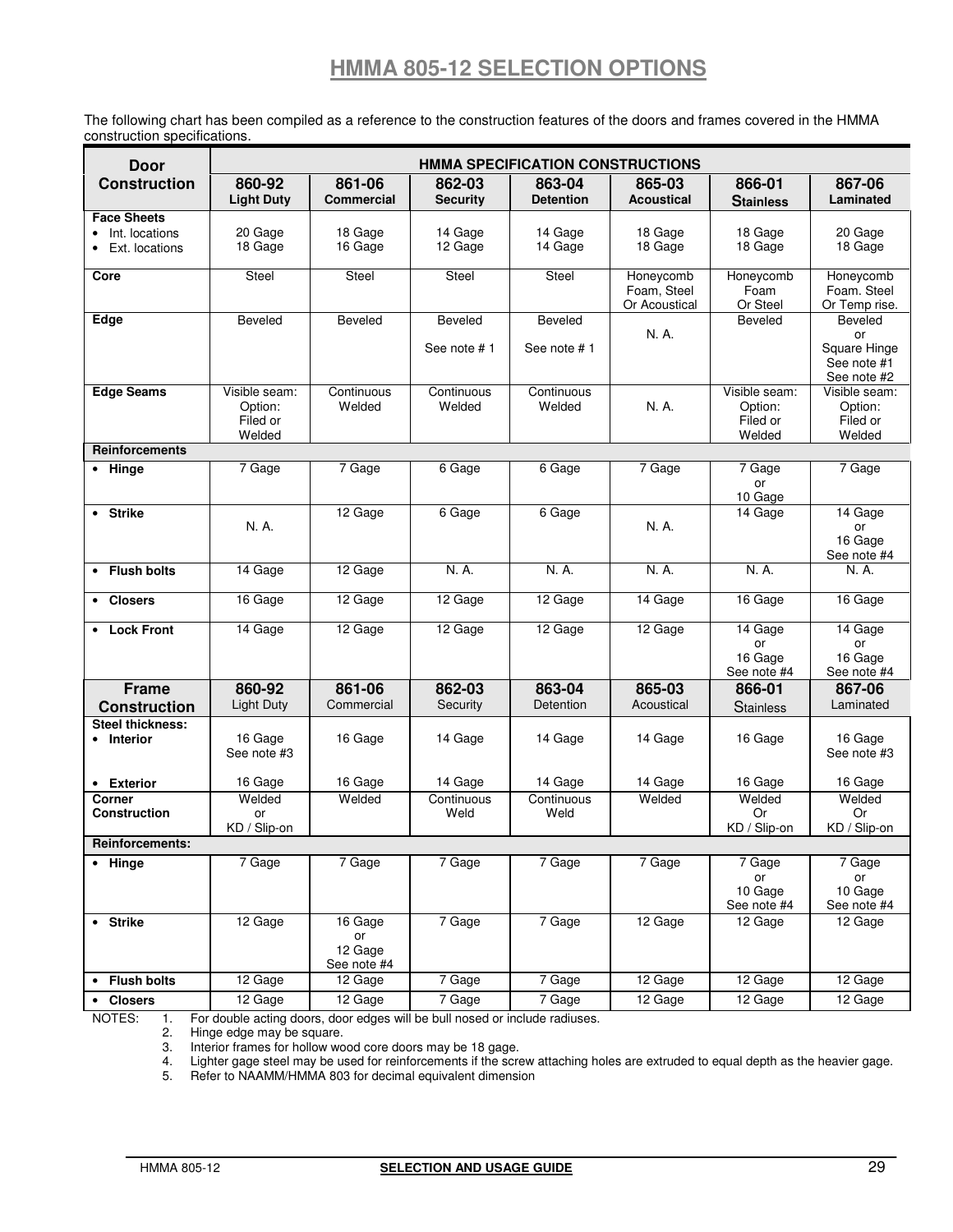# HMMA 805-12 SELECTION OPTIONS

The following chart has been compiled as a reference to the construction features of the doors and frames covered in the HMMA construction specifications.

| Door Construction | HMMA SPECIFICATION CONSTRUCTIONS | | | | | | |
|---|---|---|---|---|---|---|---|
| | 860-92 Light Duty | 861-06 Commercial | 862-03 Security | 863-04 Detention | 865-03 Acoustical | 866-01 Stainless | 867-06 Laminated |
| **Face Sheets**<br>• Int. locations<br>• Ext. locations | 20 Gage<br>18 Gage | 18 Gage<br>16 Gage | 14 Gage<br>12 Gage | 14 Gage<br>14 Gage | 18 Gage<br>18 Gage | 18 Gage<br>18 Gage | 20 Gage<br>18 Gage |
| **Core** | Steel | Steel | Steel | Steel | Honeycomb Foam, Steel Or Acoustical | Honeycomb Foam Or Steel | Honeycomb Foam. Steel Or Temp rise. |
| **Edge** | Beveled | Beveled | Beveled<br>See note # 1 | Beveled<br>See note # 1 | N. A. | Beveled | Beveled or Square Hinge See note #1 See note #2 |
| **Edge Seams** | Visible seam: Option: Filed or Welded | Continuous Welded | Continuous Welded | Continuous Welded | N. A. | Visible seam: Option: Filed or Welded | Visible seam: Option: Filed or Welded |
| **Reinforcements** | | | | | | | |
| • **Hinge** | 7 Gage | 7 Gage | 6 Gage | 6 Gage | 7 Gage | 7 Gage or 10 Gage | 7 Gage |
| • **Strike** | N. A. | 12 Gage | 6 Gage | 6 Gage | N. A. | 14 Gage | 14 Gage or 16 Gage See note #4 |
| • **Flush bolts** | 14 Gage | 12 Gage | N. A. | N. A. | N. A. | N. A. | N. A. |
| • **Closers** | 16 Gage | 12 Gage | 12 Gage | 12 Gage | 14 Gage | 16 Gage | 16 Gage |
| • **Lock Front** | 14 Gage | 12 Gage | 12 Gage | 12 Gage | 12 Gage | 14 Gage or 16 Gage See note #4 | 14 Gage or 16 Gage See note #4 |
| **Frame Construction** | **860-92** Light Duty | **861-06** Commercial | **862-03** Security | **863-04** Detention | **865-03** Acoustical | **866-01** Stainless | **867-06** Laminated |
| **Steel thickness:**<br>• **Interior**<br>• **Exterior** | 16 Gage See note #3<br>16 Gage | 16 Gage<br>16 Gage | 14 Gage<br>14 Gage | 14 Gage<br>14 Gage | 14 Gage<br>14 Gage | 16 Gage<br>16 Gage | 16 Gage See note #3<br>16 Gage |
| **Corner Construction** | Welded or KD / Slip-on | Welded | Continuous Weld | Continuous Weld | Welded | Welded Or KD / Slip-on | Welded Or KD / Slip-on |
| **Reinforcements:** | | | | | | | |
| • **Hinge** | 7 Gage | 7 Gage | 7 Gage | 7 Gage | 7 Gage | 7 Gage or 10 Gage See note #4 | 7 Gage or 10 Gage See note #4 |
| • **Strike** | 12 Gage | 16 Gage or 12 Gage See note #4 | 7 Gage | 7 Gage | 12 Gage | 12 Gage | 12 Gage |
| • **Flush bolts** | 12 Gage | 12 Gage | 7 Gage | 7 Gage | 12 Gage | 12 Gage | 12 Gage |
| • **Closers** | 12 Gage | 12 Gage | 7 Gage | 7 Gage | 12 Gage | 12 Gage | 12 Gage |

NOTES:
1. For double acting doors, door edges will be bull nosed or include radiuses.
2. Hinge edge may be square.
3. Interior frames for hollow wood core doors may be 18 gage.
4. Lighter gage steel may be used for reinforcements if the screw attaching holes are extruded to equal depth as the heavier gage.
5. Refer to NAAMM/HMMA 803 for decimal equivalent dimension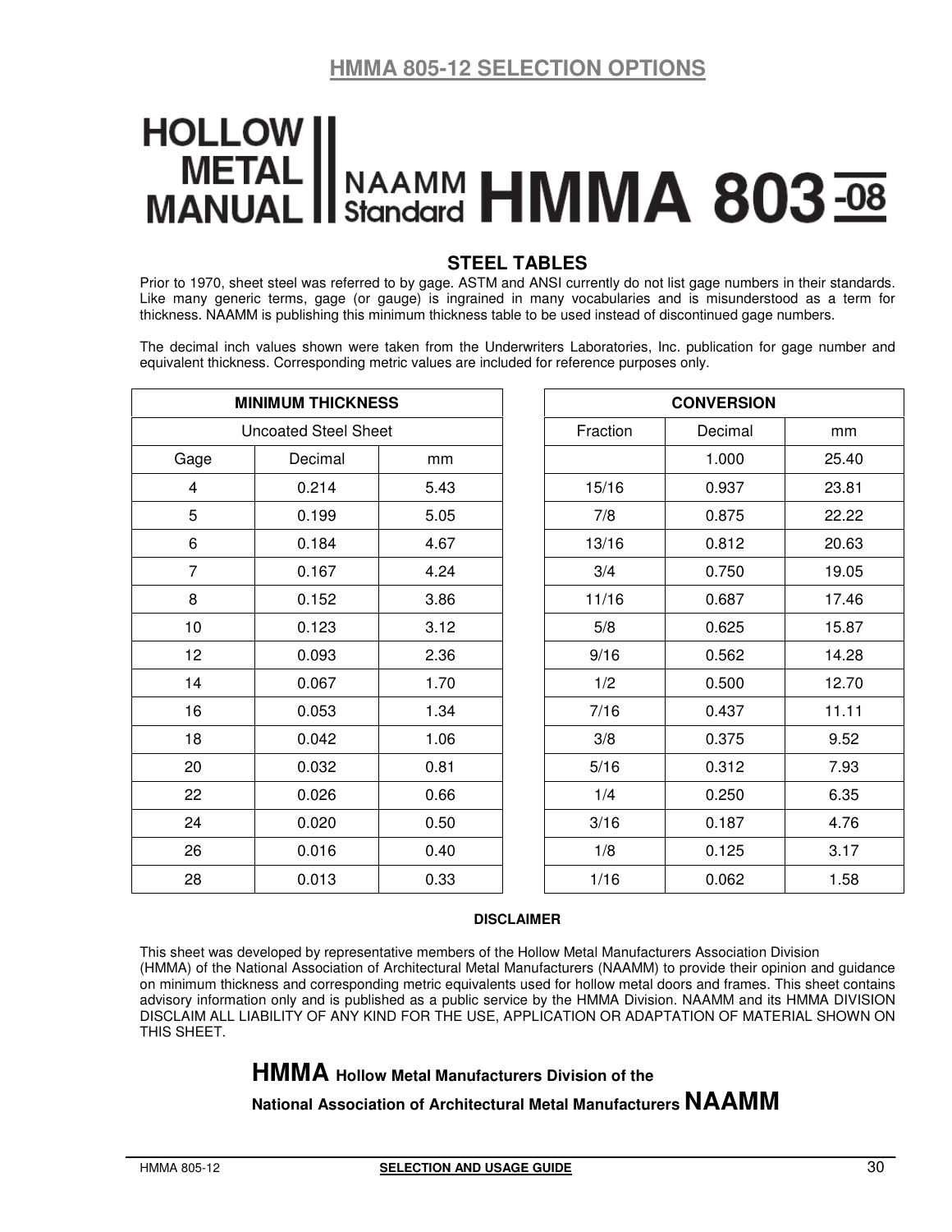# HMMA 805-12 SELECTION OPTIONS

**HOLLOW METAL MANUAL** | **NAAMM Standard HMMA 803-08**

## STEEL TABLES

Prior to 1970, sheet steel was referred to by gage. ASTM and ANSI currently do not list gage numbers in their standards. Like many generic terms, gage (or gauge) is ingrained in many vocabularies and is misunderstood as a term for thickness. NAAMM is publishing this minimum thickness table to be used instead of discontinued gage numbers.

The decimal inch values shown were taken from the Underwriters Laboratories, Inc. publication for gage number and equivalent thickness. Corresponding metric values are included for reference purposes only.

| MINIMUM THICKNESS | | |
|---|---|---|
| Uncoated Steel Sheet | | |
| Gage | Decimal | mm |
| 4 | 0.214 | 5.43 |
| 5 | 0.199 | 5.05 |
| 6 | 0.184 | 4.67 |
| 7 | 0.167 | 4.24 |
| 8 | 0.152 | 3.86 |
| 10 | 0.123 | 3.12 |
| 12 | 0.093 | 2.36 |
| 14 | 0.067 | 1.70 |
| 16 | 0.053 | 1.34 |
| 18 | 0.042 | 1.06 |
| 20 | 0.032 | 0.81 |
| 22 | 0.026 | 0.66 |
| 24 | 0.020 | 0.50 |
| 26 | 0.016 | 0.40 |
| 28 | 0.013 | 0.33 |

| CONVERSION | | |
|---|---|---|
| Fraction | Decimal | mm |
| | 1.000 | 25.40 |
| 15/16 | 0.937 | 23.81 |
| 7/8 | 0.875 | 22.22 |
| 13/16 | 0.812 | 20.63 |
| 3/4 | 0.750 | 19.05 |
| 11/16 | 0.687 | 17.46 |
| 5/8 | 0.625 | 15.87 |
| 9/16 | 0.562 | 14.28 |
| 1/2 | 0.500 | 12.70 |
| 7/16 | 0.437 | 11.11 |
| 3/8 | 0.375 | 9.52 |
| 5/16 | 0.312 | 7.93 |
| 1/4 | 0.250 | 6.35 |
| 3/16 | 0.187 | 4.76 |
| 1/8 | 0.125 | 3.17 |
| 1/16 | 0.062 | 1.58 |

**DISCLAIMER**

This sheet was developed by representative members of the Hollow Metal Manufacturers Association Division (HMMA) of the National Association of Architectural Metal Manufacturers (NAAMM) to provide their opinion and guidance on minimum thickness and corresponding metric equivalents used for hollow metal doors and frames. This sheet contains advisory information only and is published as a public service by the HMMA Division. NAAMM and its HMMA DIVISION DISCLAIM ALL LIABILITY OF ANY KIND FOR THE USE, APPLICATION OR ADAPTATION OF MATERIAL SHOWN ON THIS SHEET.

**HMMA Hollow Metal Manufacturers Division of the National Association of Architectural Metal Manufacturers NAAMM**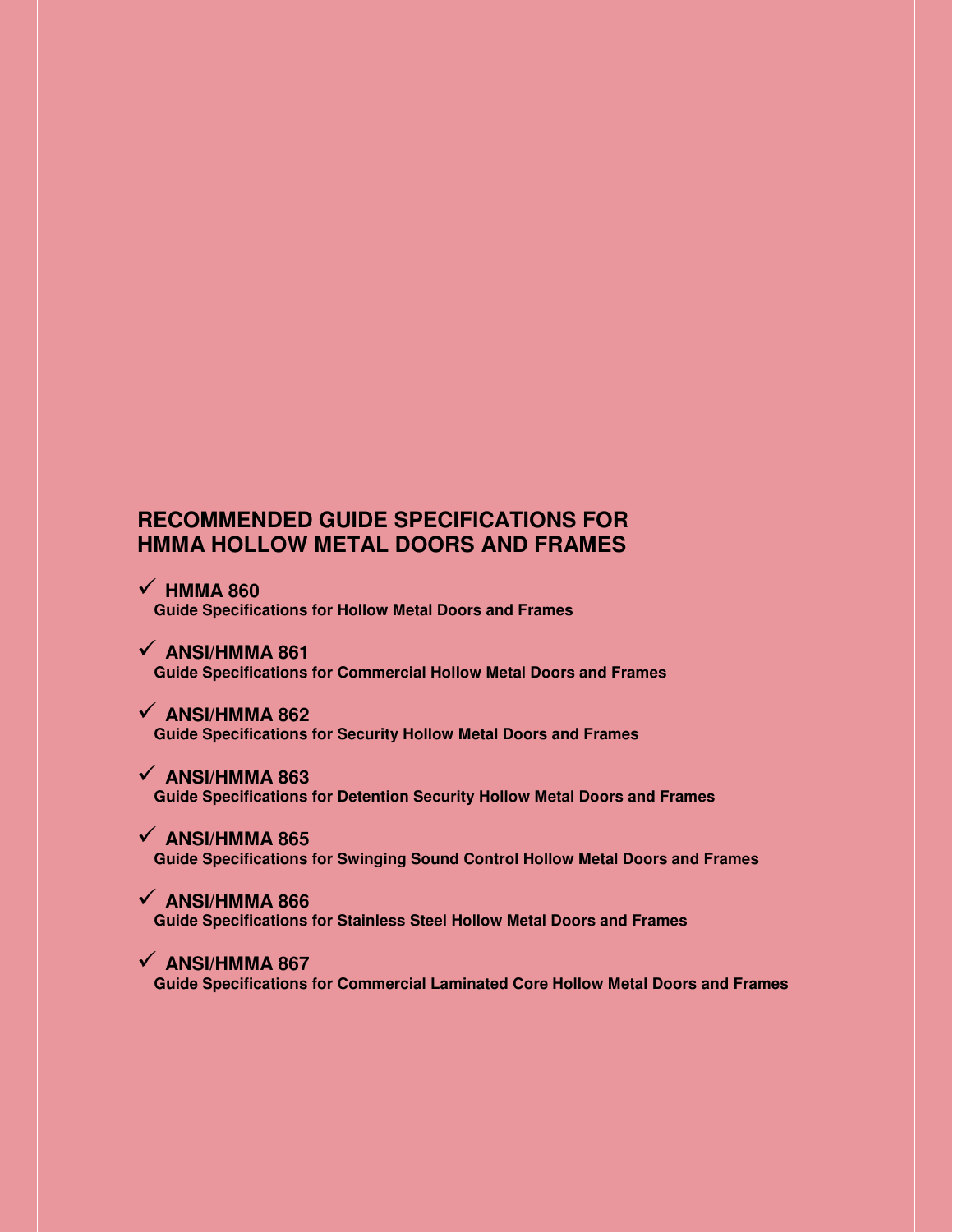## RECOMMENDED GUIDE SPECIFICATIONS FOR HMMA HOLLOW METAL DOORS AND FRAMES

- ✓ **HMMA 860**
  **Guide Specifications for Hollow Metal Doors and Frames**

- ✓ **ANSI/HMMA 861**
  **Guide Specifications for Commercial Hollow Metal Doors and Frames**

- ✓ **ANSI/HMMA 862**
  **Guide Specifications for Security Hollow Metal Doors and Frames**

- ✓ **ANSI/HMMA 863**
  **Guide Specifications for Detention Security Hollow Metal Doors and Frames**

- ✓ **ANSI/HMMA 865**
  **Guide Specifications for Swinging Sound Control Hollow Metal Doors and Frames**

- ✓ **ANSI/HMMA 866**
  **Guide Specifications for Stainless Steel Hollow Metal Doors and Frames**

- ✓ **ANSI/HMMA 867**
  **Guide Specifications for Commercial Laminated Core Hollow Metal Doors and Frames**